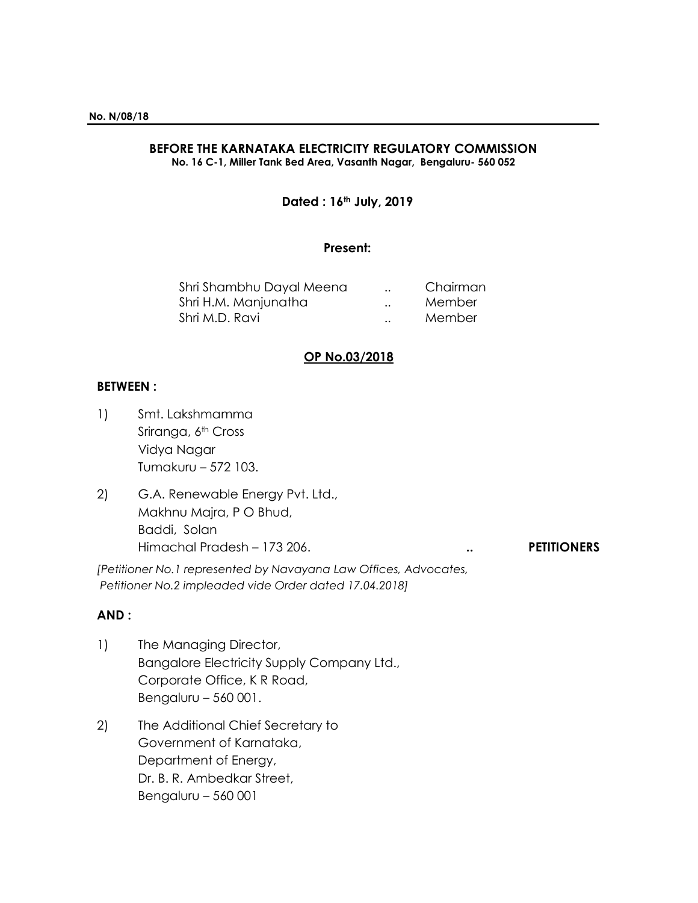**No. N/08/18**

---

**BEFORE THE KARNATAKA ELECTRICITY REGULATORY COMMISSION**
**No. 16 C-1, Miller Tank Bed Area, Vasanth Nagar, Bengaluru- 560 052**

**Dated : 16th July, 2019**

**Present:**

| | | |
|---|---|---|
| Shri Shambhu Dayal Meena | .. | Chairman |
| Shri H.M. Manjunatha | .. | Member |
| Shri M.D. Ravi | .. | Member |

**<u>OP No.03/2018</u>**

**BETWEEN :**

1) Smt. Lakshmamma
Sriranga, 6th Cross
Vidya Nagar
Tumakuru – 572 103.

2) G.A. Renewable Energy Pvt. Ltd.,
Makhnu Majra, P O Bhud,
Baddi, Solan
Himachal Pradesh – 173 206. **.. PETITIONERS**

*[Petitioner No.1 represented by Navayana Law Offices, Advocates, Petitioner No.2 impleaded vide Order dated 17.04.2018]*

**AND :**

1) The Managing Director,
Bangalore Electricity Supply Company Ltd.,
Corporate Office, K R Road,
Bengaluru – 560 001.

2) The Additional Chief Secretary to
Government of Karnataka,
Department of Energy,
Dr. B. R. Ambedkar Street,
Bengaluru – 560 001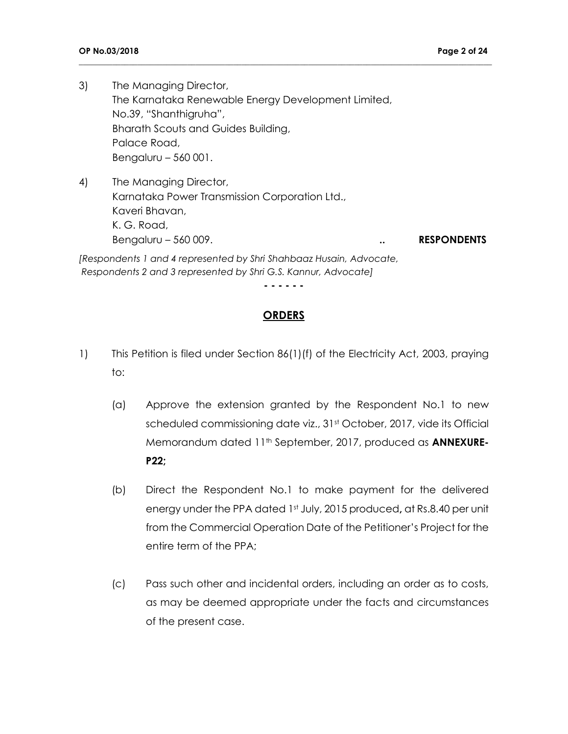3) The Managing Director,
The Karnataka Renewable Energy Development Limited,
No.39, "Shanthigruha",
Bharath Scouts and Guides Building,
Palace Road,
Bengaluru – 560 001.

4) The Managing Director,
Karnataka Power Transmission Corporation Ltd.,
Kaveri Bhavan,
K. G. Road,
Bengaluru – 560 009. .. **RESPONDENTS**

*[Respondents 1 and 4 represented by Shri Shahbaaz Husain, Advocate, Respondents 2 and 3 represented by Shri G.S. Kannur, Advocate]*

**- - - - - -**

## **ORDERS**

1) This Petition is filed under Section 86(1)(f) of the Electricity Act, 2003, praying to:

   (a) Approve the extension granted by the Respondent No.1 to new scheduled commissioning date viz., 31st October, 2017, vide its Official Memorandum dated 11th September, 2017, produced as **ANNEXURE-P22;**

   (b) Direct the Respondent No.1 to make payment for the delivered energy under the PPA dated 1st July, 2015 produced**,** at Rs.8.40 per unit from the Commercial Operation Date of the Petitioner's Project for the entire term of the PPA;

   (c) Pass such other and incidental orders, including an order as to costs, as may be deemed appropriate under the facts and circumstances of the present case.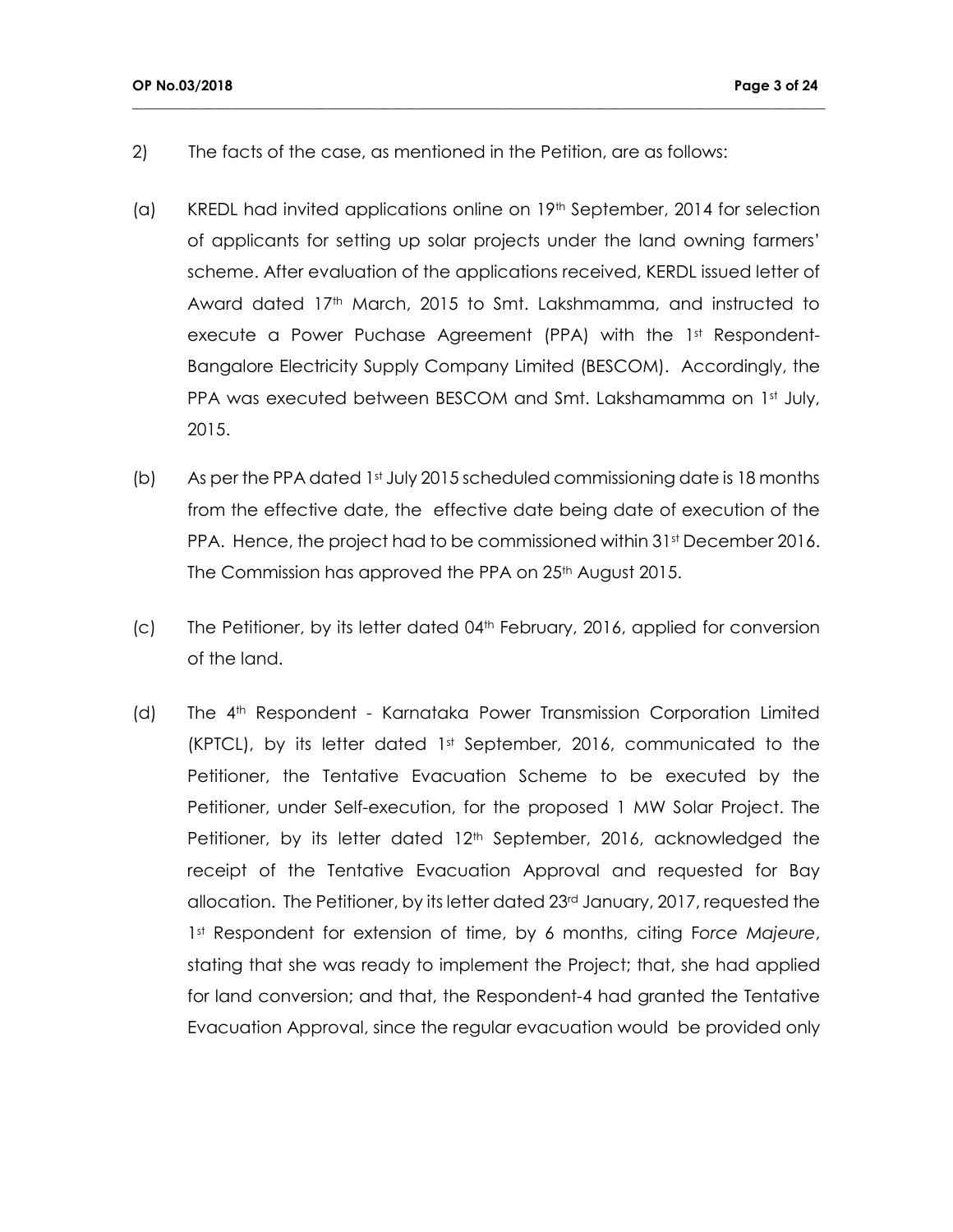2) The facts of the case, as mentioned in the Petition, are as follows:

(a) KREDL had invited applications online on 19th September, 2014 for selection of applicants for setting up solar projects under the land owning farmers' scheme. After evaluation of the applications received, KERDL issued letter of Award dated 17th March, 2015 to Smt. Lakshmamma, and instructed to execute a Power Puchase Agreement (PPA) with the 1st Respondent-Bangalore Electricity Supply Company Limited (BESCOM). Accordingly, the PPA was executed between BESCOM and Smt. Lakshamamma on 1st July, 2015.

(b) As per the PPA dated 1st July 2015 scheduled commissioning date is 18 months from the effective date, the effective date being date of execution of the PPA. Hence, the project had to be commissioned within 31st December 2016. The Commission has approved the PPA on 25th August 2015.

(c) The Petitioner, by its letter dated 04th February, 2016, applied for conversion of the land.

(d) The 4th Respondent - Karnataka Power Transmission Corporation Limited (KPTCL), by its letter dated 1st September, 2016, communicated to the Petitioner, the Tentative Evacuation Scheme to be executed by the Petitioner, under Self-execution, for the proposed 1 MW Solar Project. The Petitioner, by its letter dated 12th September, 2016, acknowledged the receipt of the Tentative Evacuation Approval and requested for Bay allocation. The Petitioner, by its letter dated 23rd January, 2017, requested the 1st Respondent for extension of time, by 6 months, citing F*orce Majeure*, stating that she was ready to implement the Project; that, she had applied for land conversion; and that, the Respondent-4 had granted the Tentative Evacuation Approval, since the regular evacuation would be provided only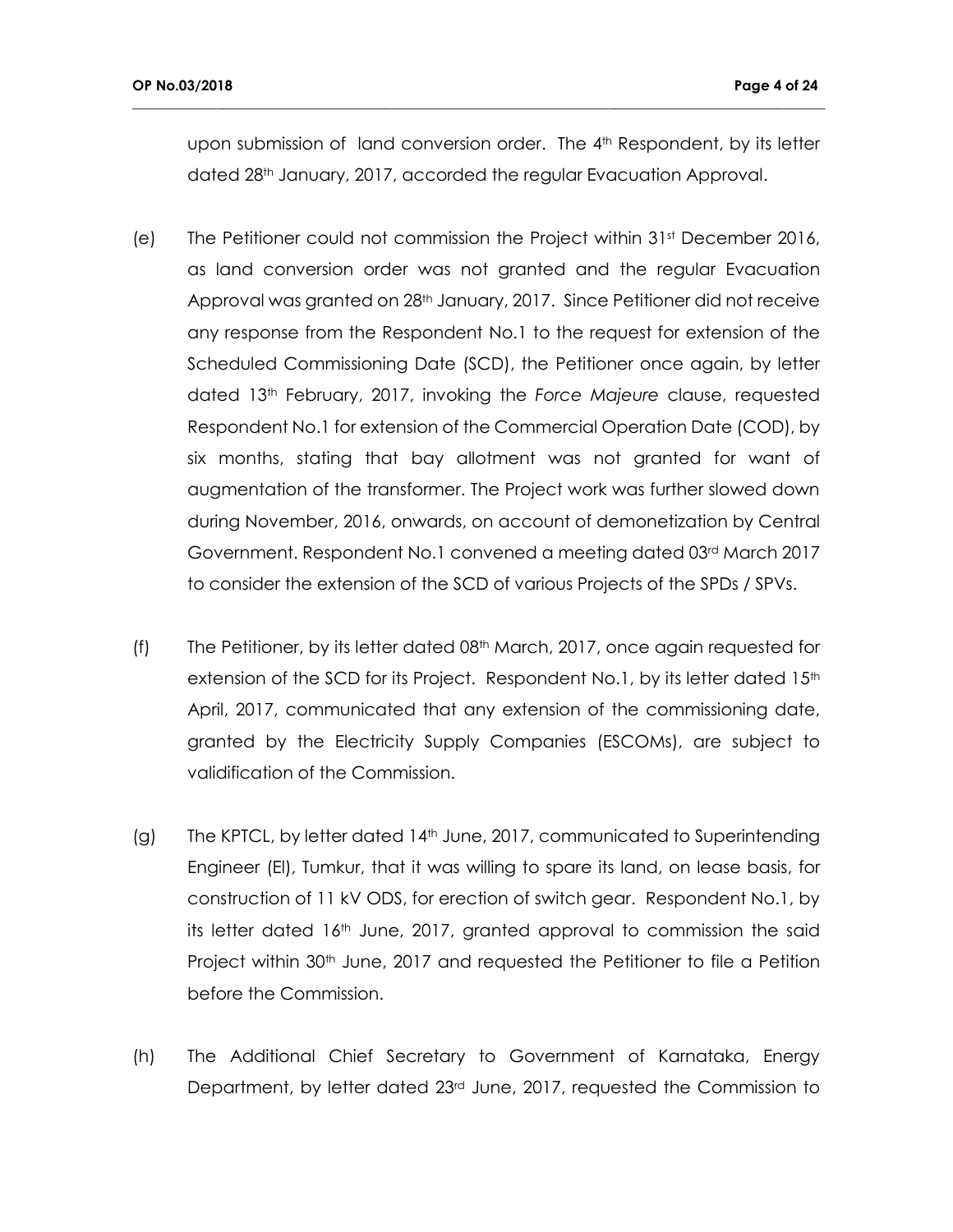upon submission of land conversion order. The 4th Respondent, by its letter dated 28th January, 2017, accorded the regular Evacuation Approval.

(e) The Petitioner could not commission the Project within 31st December 2016, as land conversion order was not granted and the regular Evacuation Approval was granted on 28th January, 2017. Since Petitioner did not receive any response from the Respondent No.1 to the request for extension of the Scheduled Commissioning Date (SCD), the Petitioner once again, by letter dated 13th February, 2017, invoking the *Force Majeure* clause, requested Respondent No.1 for extension of the Commercial Operation Date (COD), by six months, stating that bay allotment was not granted for want of augmentation of the transformer. The Project work was further slowed down during November, 2016, onwards, on account of demonetization by Central Government. Respondent No.1 convened a meeting dated 03rd March 2017 to consider the extension of the SCD of various Projects of the SPDs / SPVs.

(f) The Petitioner, by its letter dated 08th March, 2017, once again requested for extension of the SCD for its Project. Respondent No.1, by its letter dated 15th April, 2017, communicated that any extension of the commissioning date, granted by the Electricity Supply Companies (ESCOMs), are subject to validification of the Commission.

(g) The KPTCL, by letter dated 14th June, 2017, communicated to Superintending Engineer (El), Tumkur, that it was willing to spare its land, on lease basis, for construction of 11 kV ODS, for erection of switch gear. Respondent No.1, by its letter dated 16th June, 2017, granted approval to commission the said Project within 30th June, 2017 and requested the Petitioner to file a Petition before the Commission.

(h) The Additional Chief Secretary to Government of Karnataka, Energy Department, by letter dated 23rd June, 2017, requested the Commission to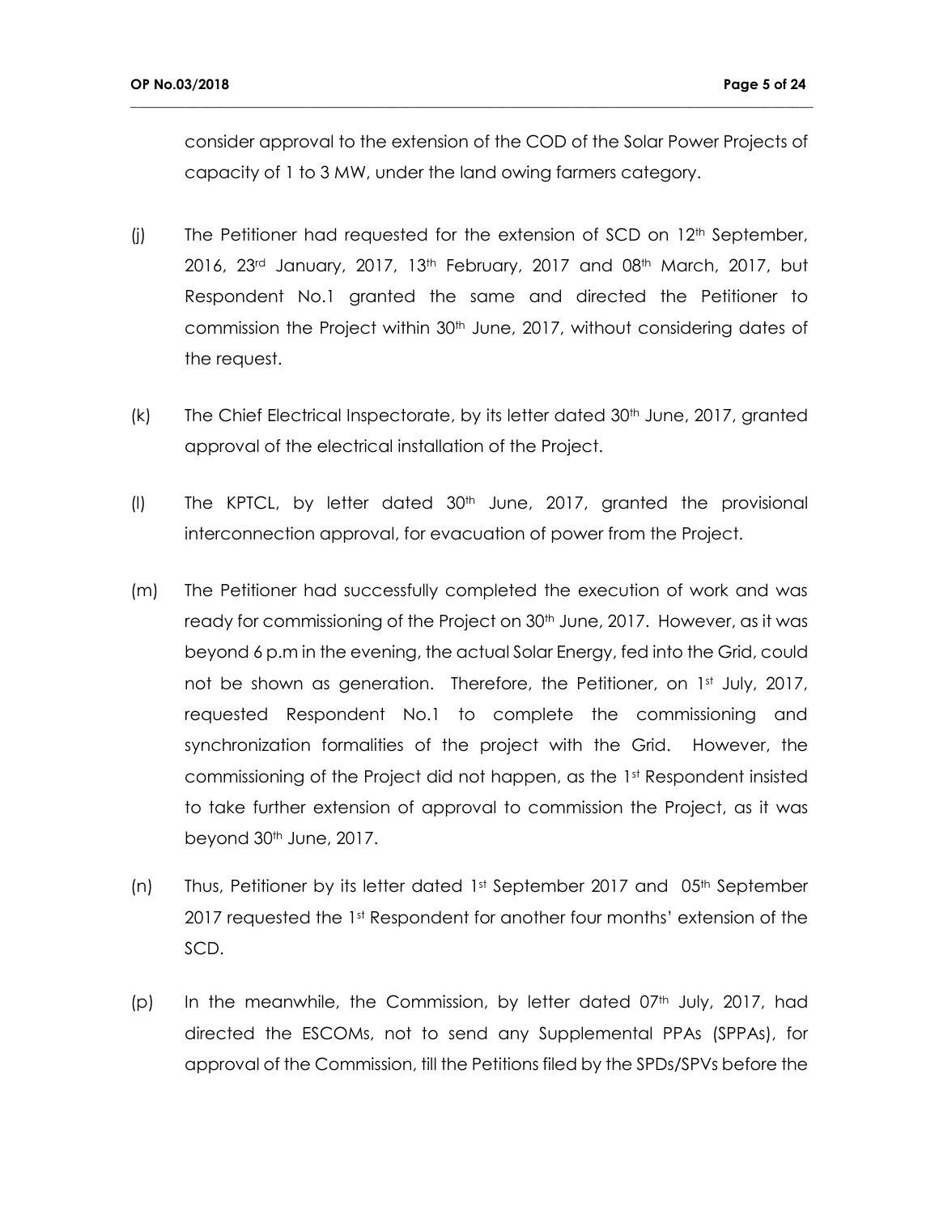consider approval to the extension of the COD of the Solar Power Projects of capacity of 1 to 3 MW, under the land owing farmers category.

(j) The Petitioner had requested for the extension of SCD on 12th September, 2016, 23rd January, 2017, 13th February, 2017 and 08th March, 2017, but Respondent No.1 granted the same and directed the Petitioner to commission the Project within 30th June, 2017, without considering dates of the request.

(k) The Chief Electrical Inspectorate, by its letter dated 30th June, 2017, granted approval of the electrical installation of the Project.

(l) The KPTCL, by letter dated 30th June, 2017, granted the provisional interconnection approval, for evacuation of power from the Project.

(m) The Petitioner had successfully completed the execution of work and was ready for commissioning of the Project on 30th June, 2017. However, as it was beyond 6 p.m in the evening, the actual Solar Energy, fed into the Grid, could not be shown as generation. Therefore, the Petitioner, on 1st July, 2017, requested Respondent No.1 to complete the commissioning and synchronization formalities of the project with the Grid. However, the commissioning of the Project did not happen, as the 1st Respondent insisted to take further extension of approval to commission the Project, as it was beyond 30th June, 2017.

(n) Thus, Petitioner by its letter dated 1st September 2017 and 05th September 2017 requested the 1st Respondent for another four months' extension of the SCD.

(p) In the meanwhile, the Commission, by letter dated 07th July, 2017, had directed the ESCOMs, not to send any Supplemental PPAs (SPPAs), for approval of the Commission, till the Petitions filed by the SPDs/SPVs before the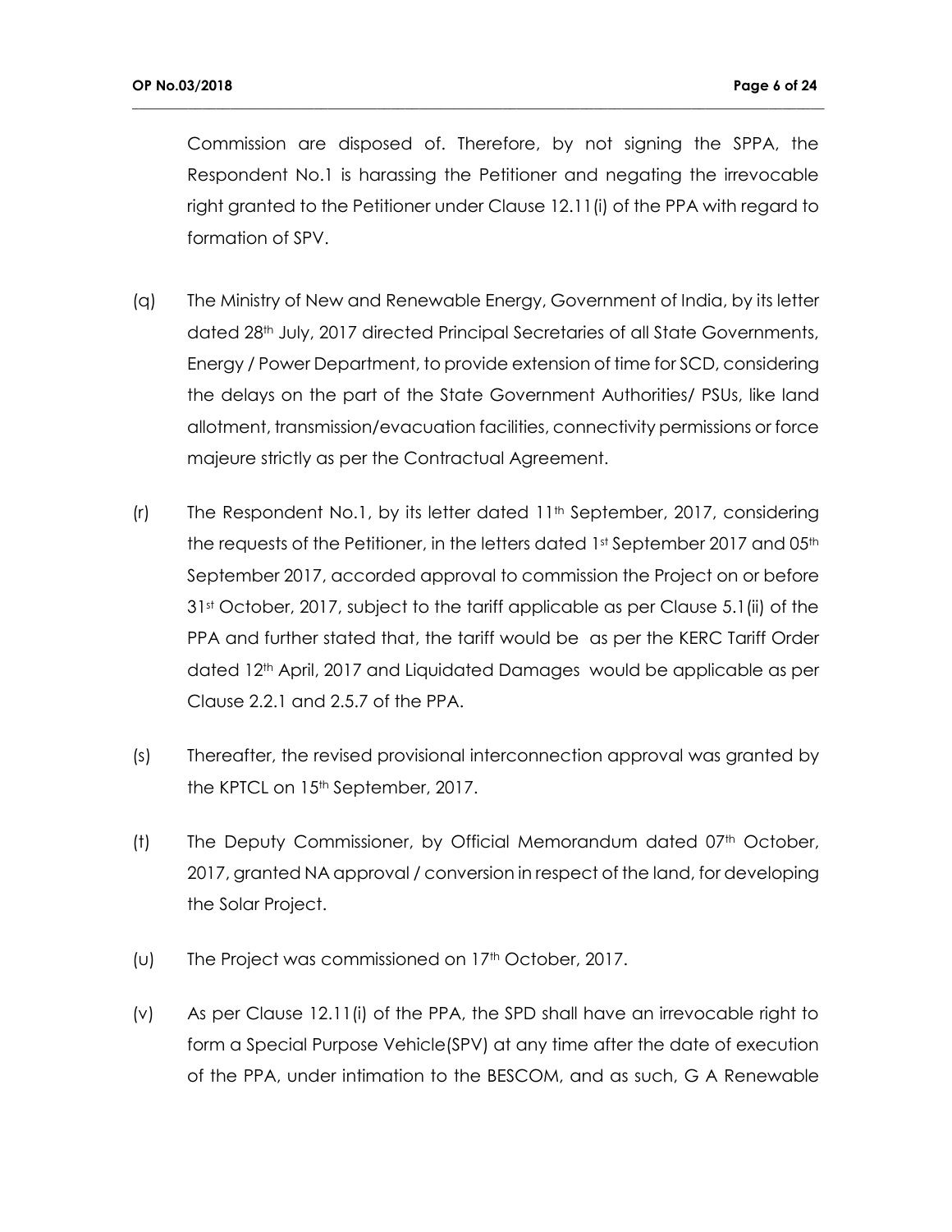Commission are disposed of. Therefore, by not signing the SPPA, the Respondent No.1 is harassing the Petitioner and negating the irrevocable right granted to the Petitioner under Clause 12.11(i) of the PPA with regard to formation of SPV.

(q) The Ministry of New and Renewable Energy, Government of India, by its letter dated 28th July, 2017 directed Principal Secretaries of all State Governments, Energy / Power Department, to provide extension of time for SCD, considering the delays on the part of the State Government Authorities/ PSUs, like land allotment, transmission/evacuation facilities, connectivity permissions or force majeure strictly as per the Contractual Agreement.

(r) The Respondent No.1, by its letter dated 11th September, 2017, considering the requests of the Petitioner, in the letters dated 1st September 2017 and 05th September 2017, accorded approval to commission the Project on or before 31st October, 2017, subject to the tariff applicable as per Clause 5.1(ii) of the PPA and further stated that, the tariff would be as per the KERC Tariff Order dated 12th April, 2017 and Liquidated Damages would be applicable as per Clause 2.2.1 and 2.5.7 of the PPA.

(s) Thereafter, the revised provisional interconnection approval was granted by the KPTCL on 15th September, 2017.

(t) The Deputy Commissioner, by Official Memorandum dated 07th October, 2017, granted NA approval / conversion in respect of the land, for developing the Solar Project.

(u) The Project was commissioned on 17th October, 2017.

(v) As per Clause 12.11(i) of the PPA, the SPD shall have an irrevocable right to form a Special Purpose Vehicle(SPV) at any time after the date of execution of the PPA, under intimation to the BESCOM, and as such, G A Renewable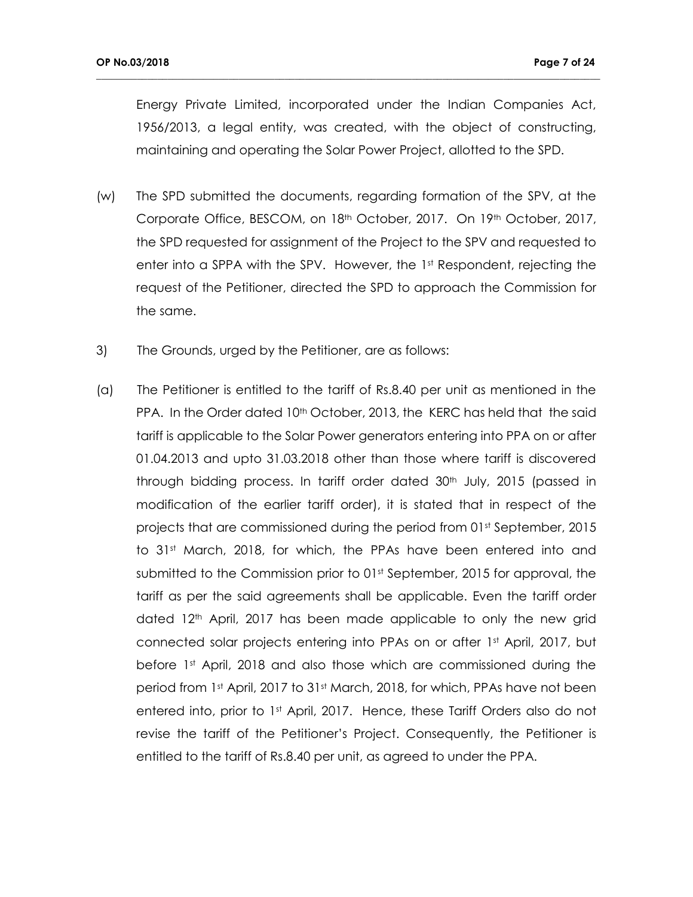Energy Private Limited, incorporated under the Indian Companies Act, 1956/2013, a legal entity, was created, with the object of constructing, maintaining and operating the Solar Power Project, allotted to the SPD.

(w) The SPD submitted the documents, regarding formation of the SPV, at the Corporate Office, BESCOM, on 18th October, 2017. On 19th October, 2017, the SPD requested for assignment of the Project to the SPV and requested to enter into a SPPA with the SPV. However, the 1st Respondent, rejecting the request of the Petitioner, directed the SPD to approach the Commission for the same.

3) The Grounds, urged by the Petitioner, are as follows:

(a) The Petitioner is entitled to the tariff of Rs.8.40 per unit as mentioned in the PPA. In the Order dated 10th October, 2013, the KERC has held that the said tariff is applicable to the Solar Power generators entering into PPA on or after 01.04.2013 and upto 31.03.2018 other than those where tariff is discovered through bidding process. In tariff order dated 30th July, 2015 (passed in modification of the earlier tariff order), it is stated that in respect of the projects that are commissioned during the period from 01st September, 2015 to 31st March, 2018, for which, the PPAs have been entered into and submitted to the Commission prior to 01st September, 2015 for approval, the tariff as per the said agreements shall be applicable. Even the tariff order dated 12th April, 2017 has been made applicable to only the new grid connected solar projects entering into PPAs on or after 1st April, 2017, but before 1st April, 2018 and also those which are commissioned during the period from 1st April, 2017 to 31st March, 2018, for which, PPAs have not been entered into, prior to 1st April, 2017. Hence, these Tariff Orders also do not revise the tariff of the Petitioner's Project. Consequently, the Petitioner is entitled to the tariff of Rs.8.40 per unit, as agreed to under the PPA.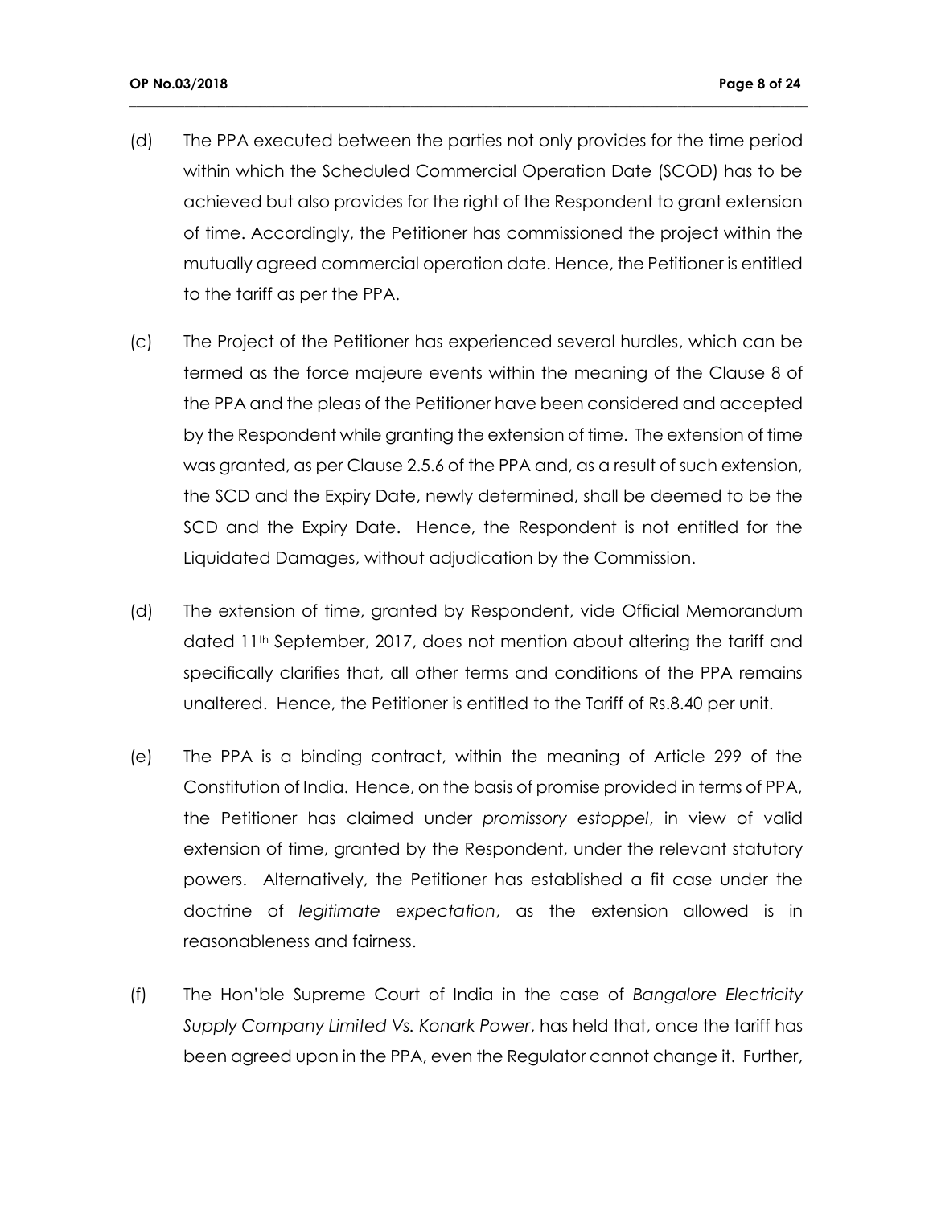(d) The PPA executed between the parties not only provides for the time period within which the Scheduled Commercial Operation Date (SCOD) has to be achieved but also provides for the right of the Respondent to grant extension of time. Accordingly, the Petitioner has commissioned the project within the mutually agreed commercial operation date. Hence, the Petitioner is entitled to the tariff as per the PPA.

(c) The Project of the Petitioner has experienced several hurdles, which can be termed as the force majeure events within the meaning of the Clause 8 of the PPA and the pleas of the Petitioner have been considered and accepted by the Respondent while granting the extension of time. The extension of time was granted, as per Clause 2.5.6 of the PPA and, as a result of such extension, the SCD and the Expiry Date, newly determined, shall be deemed to be the SCD and the Expiry Date. Hence, the Respondent is not entitled for the Liquidated Damages, without adjudication by the Commission.

(d) The extension of time, granted by Respondent, vide Official Memorandum dated 11th September, 2017, does not mention about altering the tariff and specifically clarifies that, all other terms and conditions of the PPA remains unaltered. Hence, the Petitioner is entitled to the Tariff of Rs.8.40 per unit.

(e) The PPA is a binding contract, within the meaning of Article 299 of the Constitution of India. Hence, on the basis of promise provided in terms of PPA, the Petitioner has claimed under *promissory estoppel*, in view of valid extension of time, granted by the Respondent, under the relevant statutory powers. Alternatively, the Petitioner has established a fit case under the doctrine of *legitimate expectation*, as the extension allowed is in reasonableness and fairness.

(f) The Hon'ble Supreme Court of India in the case of *Bangalore Electricity Supply Company Limited Vs. Konark Power*, has held that, once the tariff has been agreed upon in the PPA, even the Regulator cannot change it. Further,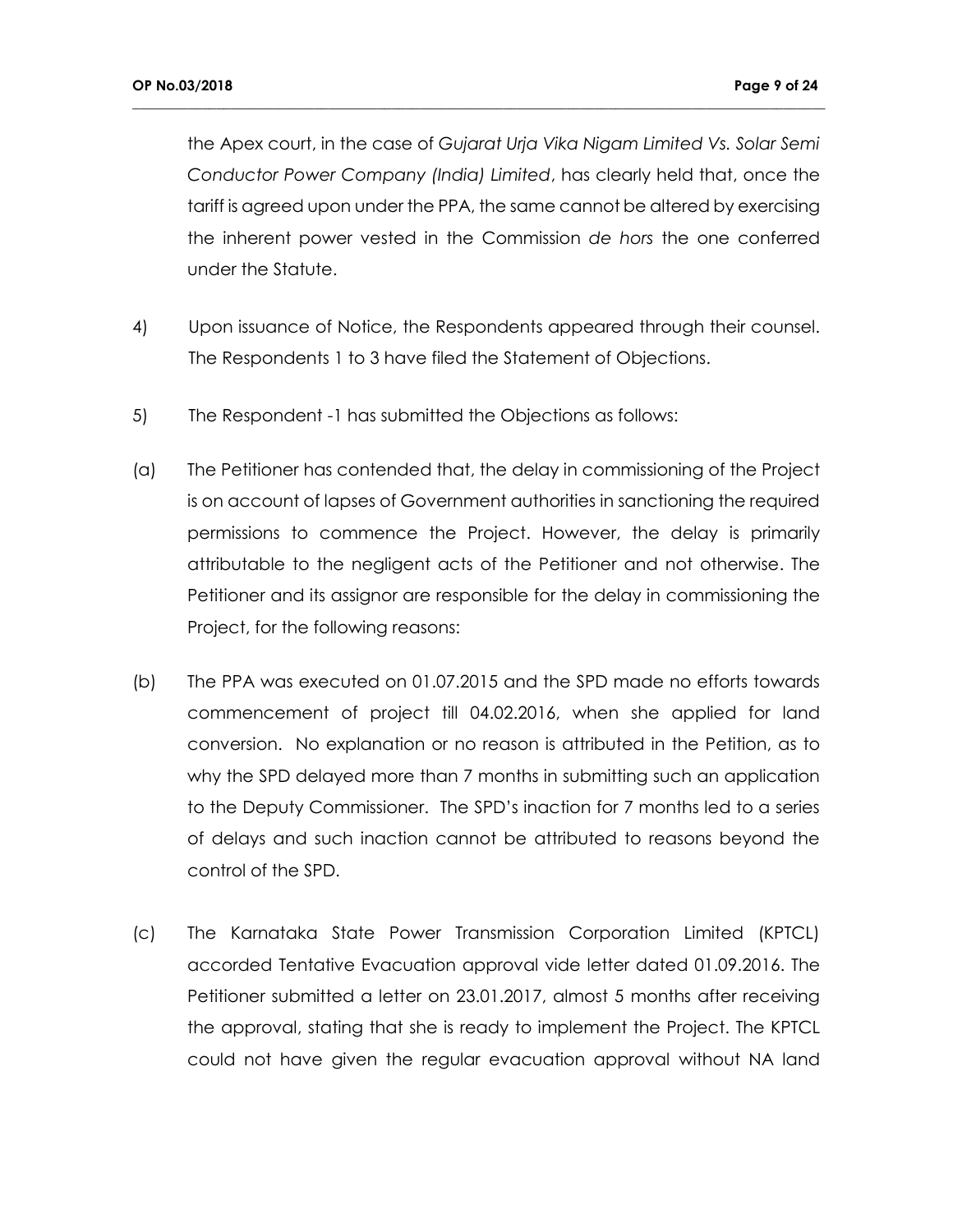the Apex court, in the case of *Gujarat Urja Vika Nigam Limited Vs. Solar Semi Conductor Power Company (India) Limited*, has clearly held that, once the tariff is agreed upon under the PPA, the same cannot be altered by exercising the inherent power vested in the Commission *de hors* the one conferred under the Statute.

4) Upon issuance of Notice, the Respondents appeared through their counsel. The Respondents 1 to 3 have filed the Statement of Objections.

5) The Respondent -1 has submitted the Objections as follows:

(a) The Petitioner has contended that, the delay in commissioning of the Project is on account of lapses of Government authorities in sanctioning the required permissions to commence the Project. However, the delay is primarily attributable to the negligent acts of the Petitioner and not otherwise. The Petitioner and its assignor are responsible for the delay in commissioning the Project, for the following reasons:

(b) The PPA was executed on 01.07.2015 and the SPD made no efforts towards commencement of project till 04.02.2016, when she applied for land conversion. No explanation or no reason is attributed in the Petition, as to why the SPD delayed more than 7 months in submitting such an application to the Deputy Commissioner. The SPD's inaction for 7 months led to a series of delays and such inaction cannot be attributed to reasons beyond the control of the SPD.

(c) The Karnataka State Power Transmission Corporation Limited (KPTCL) accorded Tentative Evacuation approval vide letter dated 01.09.2016. The Petitioner submitted a letter on 23.01.2017, almost 5 months after receiving the approval, stating that she is ready to implement the Project. The KPTCL could not have given the regular evacuation approval without NA land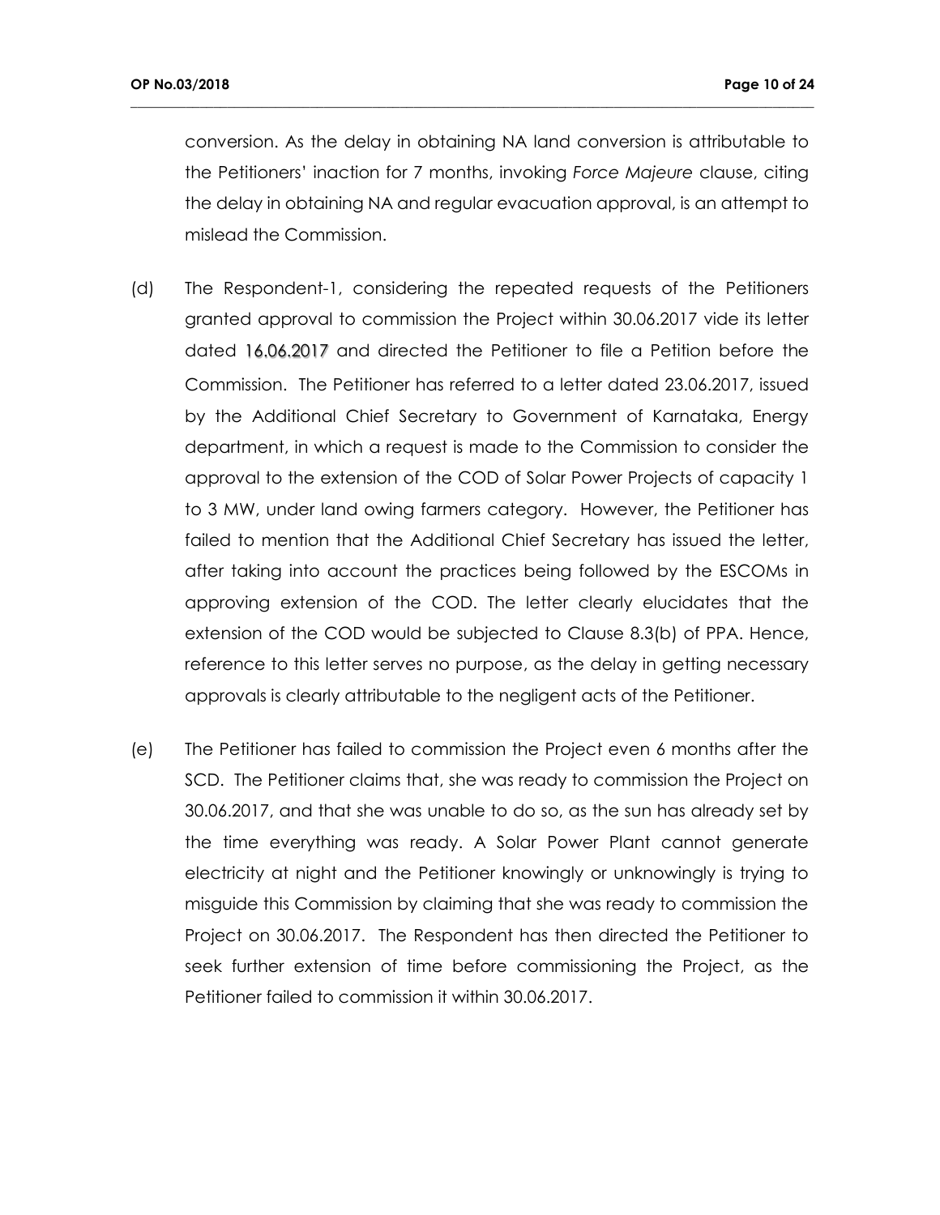conversion. As the delay in obtaining NA land conversion is attributable to the Petitioners' inaction for 7 months, invoking *Force Majeure* clause, citing the delay in obtaining NA and regular evacuation approval, is an attempt to mislead the Commission.

(d) The Respondent-1, considering the repeated requests of the Petitioners granted approval to commission the Project within 30.06.2017 vide its letter dated 16.06.2017 and directed the Petitioner to file a Petition before the Commission. The Petitioner has referred to a letter dated 23.06.2017, issued by the Additional Chief Secretary to Government of Karnataka, Energy department, in which a request is made to the Commission to consider the approval to the extension of the COD of Solar Power Projects of capacity 1 to 3 MW, under land owing farmers category. However, the Petitioner has failed to mention that the Additional Chief Secretary has issued the letter, after taking into account the practices being followed by the ESCOMs in approving extension of the COD. The letter clearly elucidates that the extension of the COD would be subjected to Clause 8.3(b) of PPA. Hence, reference to this letter serves no purpose, as the delay in getting necessary approvals is clearly attributable to the negligent acts of the Petitioner.

(e) The Petitioner has failed to commission the Project even 6 months after the SCD. The Petitioner claims that, she was ready to commission the Project on 30.06.2017, and that she was unable to do so, as the sun has already set by the time everything was ready. A Solar Power Plant cannot generate electricity at night and the Petitioner knowingly or unknowingly is trying to misguide this Commission by claiming that she was ready to commission the Project on 30.06.2017. The Respondent has then directed the Petitioner to seek further extension of time before commissioning the Project, as the Petitioner failed to commission it within 30.06.2017.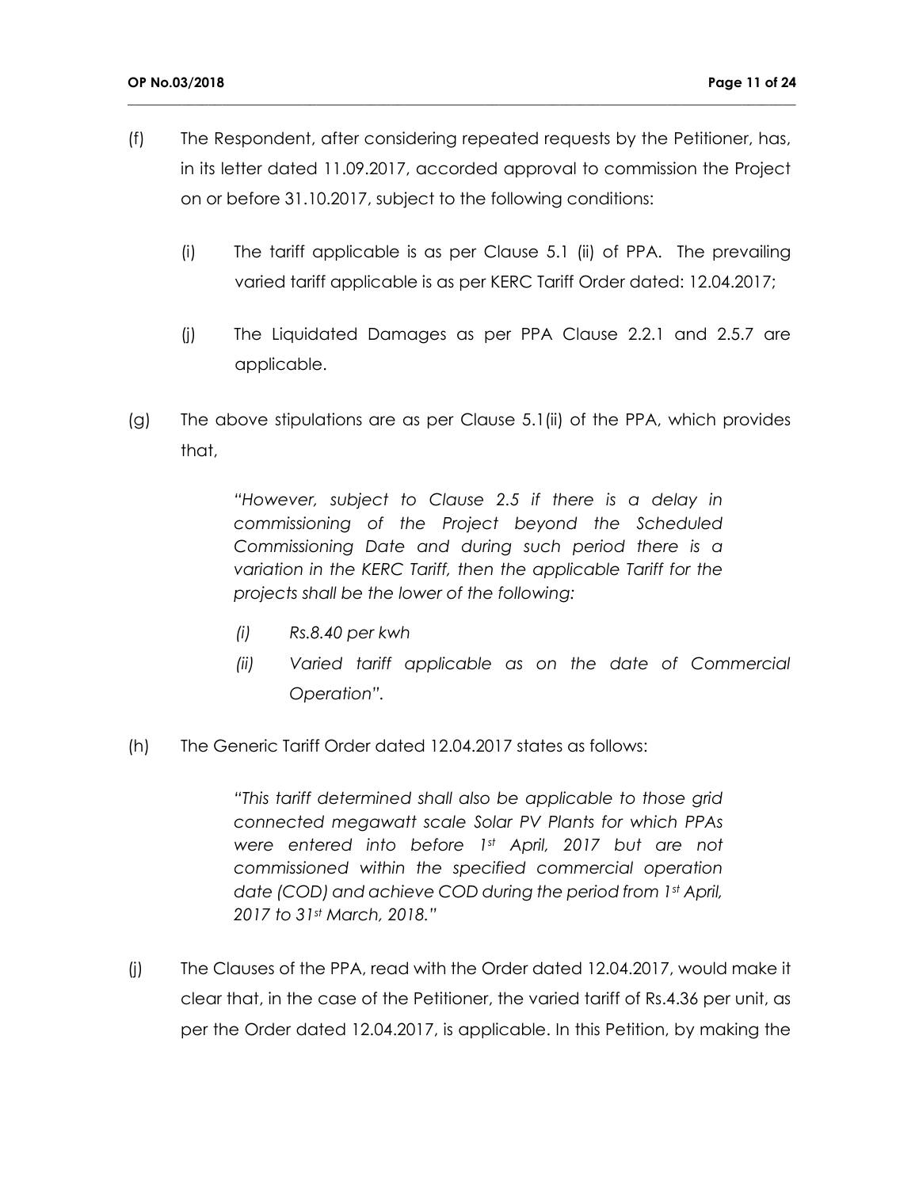(f) The Respondent, after considering repeated requests by the Petitioner, has, in its letter dated 11.09.2017, accorded approval to commission the Project on or before 31.10.2017, subject to the following conditions:

  (i) The tariff applicable is as per Clause 5.1 (ii) of PPA. The prevailing varied tariff applicable is as per KERC Tariff Order dated: 12.04.2017;

  (j) The Liquidated Damages as per PPA Clause 2.2.1 and 2.5.7 are applicable.

(g) The above stipulations are as per Clause 5.1(ii) of the PPA, which provides that,

> *"However, subject to Clause 2.5 if there is a delay in commissioning of the Project beyond the Scheduled Commissioning Date and during such period there is a variation in the KERC Tariff, then the applicable Tariff for the projects shall be the lower of the following:*
>
> *(i) Rs.8.40 per kwh*
>
> *(ii) Varied tariff applicable as on the date of Commercial Operation".*

(h) The Generic Tariff Order dated 12.04.2017 states as follows:

> *"This tariff determined shall also be applicable to those grid connected megawatt scale Solar PV Plants for which PPAs were entered into before 1st April, 2017 but are not commissioned within the specified commercial operation date (COD) and achieve COD during the period from 1st April, 2017 to 31st March, 2018."*

(j) The Clauses of the PPA, read with the Order dated 12.04.2017, would make it clear that, in the case of the Petitioner, the varied tariff of Rs.4.36 per unit, as per the Order dated 12.04.2017, is applicable. In this Petition, by making the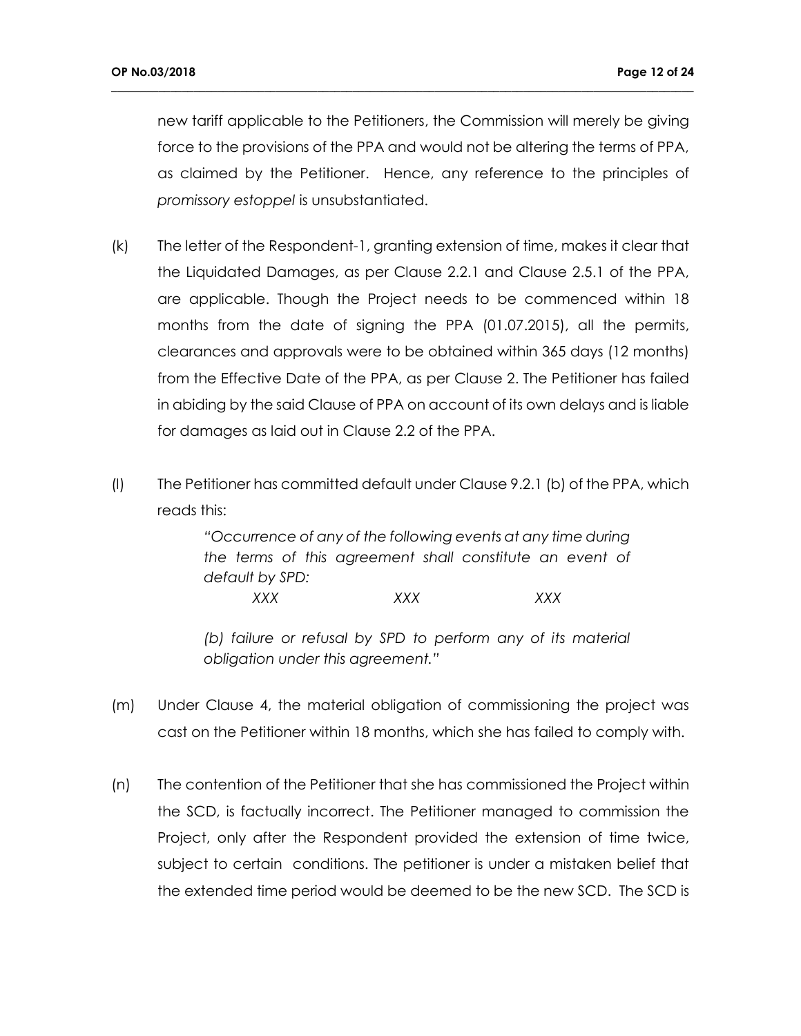new tariff applicable to the Petitioners, the Commission will merely be giving force to the provisions of the PPA and would not be altering the terms of PPA, as claimed by the Petitioner. Hence, any reference to the principles of *promissory estoppel* is unsubstantiated.

(k) The letter of the Respondent-1, granting extension of time, makes it clear that the Liquidated Damages, as per Clause 2.2.1 and Clause 2.5.1 of the PPA, are applicable. Though the Project needs to be commenced within 18 months from the date of signing the PPA (01.07.2015), all the permits, clearances and approvals were to be obtained within 365 days (12 months) from the Effective Date of the PPA, as per Clause 2. The Petitioner has failed in abiding by the said Clause of PPA on account of its own delays and is liable for damages as laid out in Clause 2.2 of the PPA.

(l) The Petitioner has committed default under Clause 9.2.1 (b) of the PPA, which reads this:

> *"Occurrence of any of the following events at any time during the terms of this agreement shall constitute an event of default by SPD:*
>
> *XXX XXX XXX*
>
> *(b) failure or refusal by SPD to perform any of its material obligation under this agreement."*

(m) Under Clause 4, the material obligation of commissioning the project was cast on the Petitioner within 18 months, which she has failed to comply with.

(n) The contention of the Petitioner that she has commissioned the Project within the SCD, is factually incorrect. The Petitioner managed to commission the Project, only after the Respondent provided the extension of time twice, subject to certain conditions. The petitioner is under a mistaken belief that the extended time period would be deemed to be the new SCD. The SCD is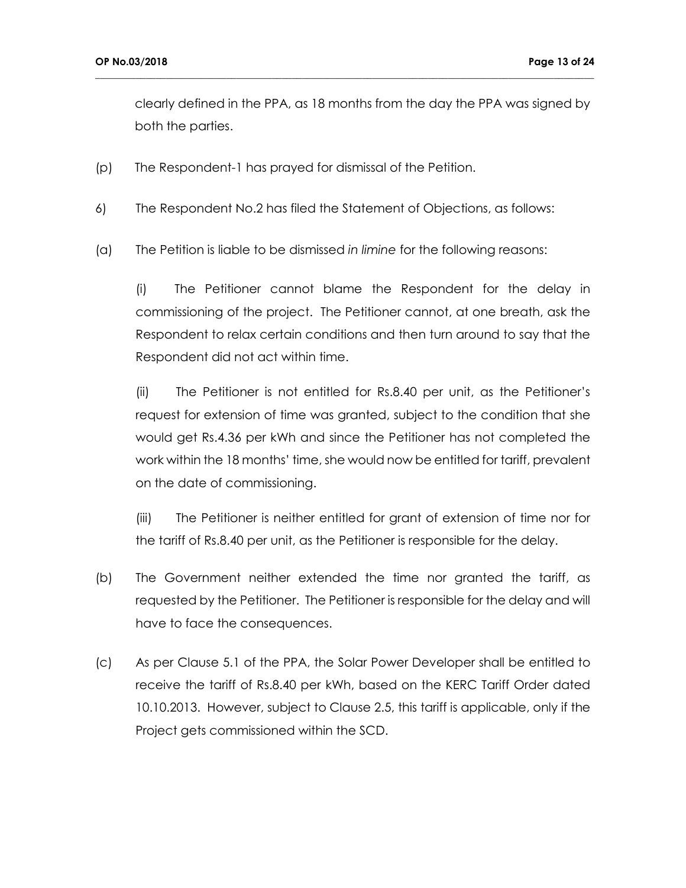clearly defined in the PPA, as 18 months from the day the PPA was signed by both the parties.

(p) The Respondent-1 has prayed for dismissal of the Petition.

6) The Respondent No.2 has filed the Statement of Objections, as follows:

(a) The Petition is liable to be dismissed *in limine* for the following reasons:

(i) The Petitioner cannot blame the Respondent for the delay in commissioning of the project. The Petitioner cannot, at one breath, ask the Respondent to relax certain conditions and then turn around to say that the Respondent did not act within time.

(ii) The Petitioner is not entitled for Rs.8.40 per unit, as the Petitioner's request for extension of time was granted, subject to the condition that she would get Rs.4.36 per kWh and since the Petitioner has not completed the work within the 18 months' time, she would now be entitled for tariff, prevalent on the date of commissioning.

(iii) The Petitioner is neither entitled for grant of extension of time nor for the tariff of Rs.8.40 per unit, as the Petitioner is responsible for the delay.

(b) The Government neither extended the time nor granted the tariff, as requested by the Petitioner. The Petitioner is responsible for the delay and will have to face the consequences.

(c) As per Clause 5.1 of the PPA, the Solar Power Developer shall be entitled to receive the tariff of Rs.8.40 per kWh, based on the KERC Tariff Order dated 10.10.2013. However, subject to Clause 2.5, this tariff is applicable, only if the Project gets commissioned within the SCD.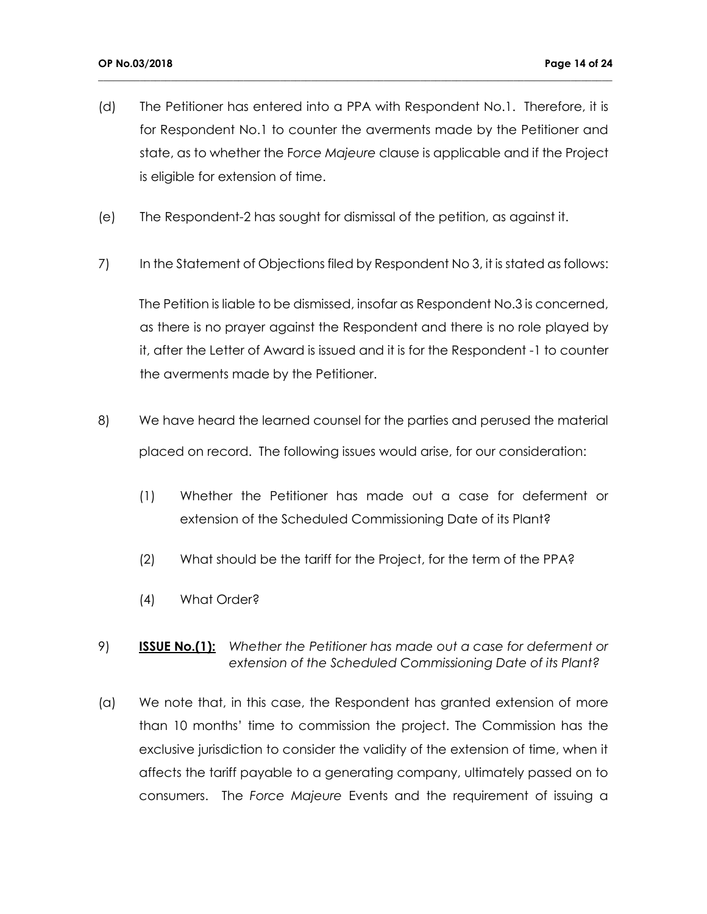(d) The Petitioner has entered into a PPA with Respondent No.1. Therefore, it is for Respondent No.1 to counter the averments made by the Petitioner and state, as to whether the F*orce Majeure* clause is applicable and if the Project is eligible for extension of time.

(e) The Respondent-2 has sought for dismissal of the petition, as against it.

7) In the Statement of Objections filed by Respondent No 3, it is stated as follows:

The Petition is liable to be dismissed, insofar as Respondent No.3 is concerned, as there is no prayer against the Respondent and there is no role played by it, after the Letter of Award is issued and it is for the Respondent -1 to counter the averments made by the Petitioner.

8) We have heard the learned counsel for the parties and perused the material placed on record. The following issues would arise, for our consideration:

(1) Whether the Petitioner has made out a case for deferment or extension of the Scheduled Commissioning Date of its Plant?

(2) What should be the tariff for the Project, for the term of the PPA?

(4) What Order?

9) **<u>ISSUE No.(1):</u>** *Whether the Petitioner has made out a case for deferment or extension of the Scheduled Commissioning Date of its Plant?*

(a) We note that, in this case, the Respondent has granted extension of more than 10 months' time to commission the project. The Commission has the exclusive jurisdiction to consider the validity of the extension of time, when it affects the tariff payable to a generating company, ultimately passed on to consumers. The *Force Majeure* Events and the requirement of issuing a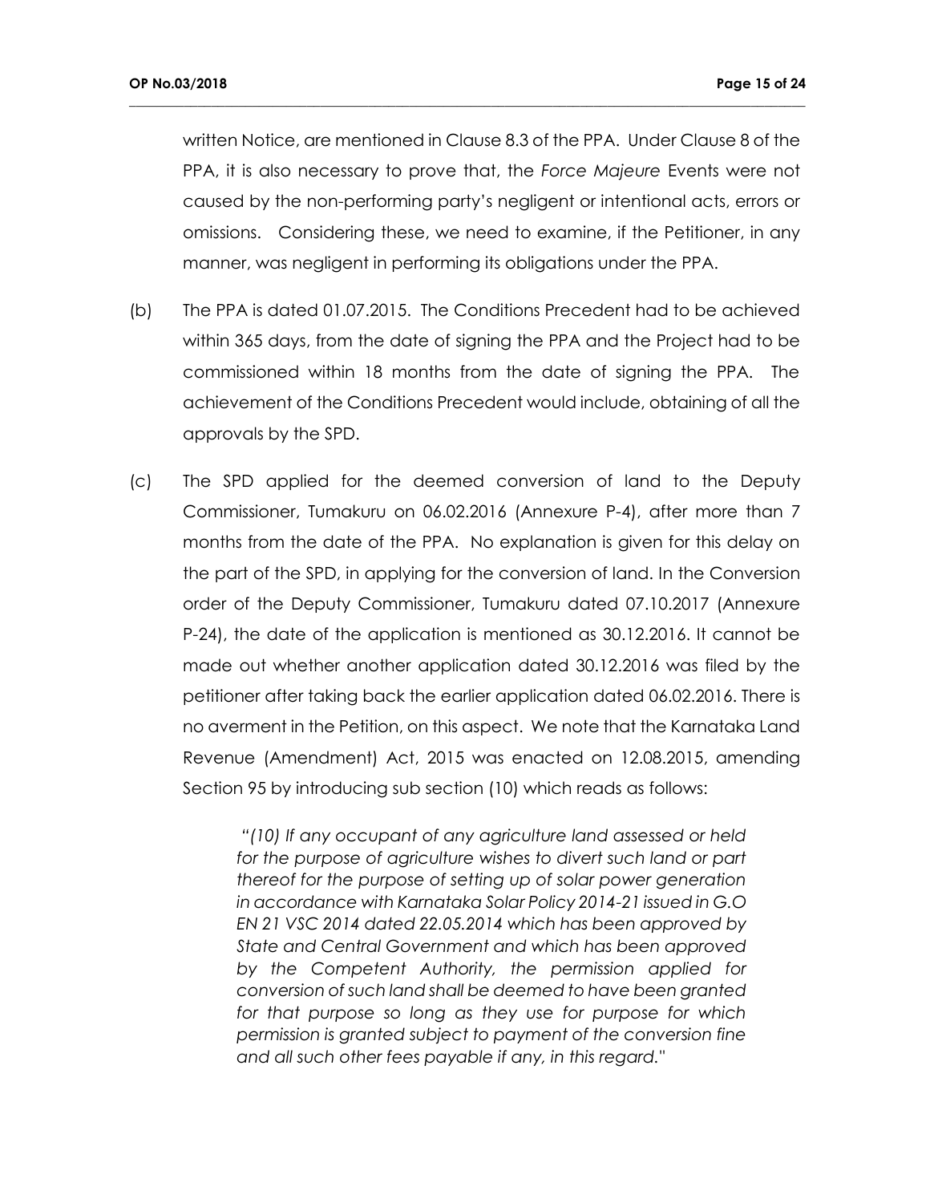written Notice, are mentioned in Clause 8.3 of the PPA. Under Clause 8 of the PPA, it is also necessary to prove that, the *Force Majeure* Events were not caused by the non-performing party's negligent or intentional acts, errors or omissions. Considering these, we need to examine, if the Petitioner, in any manner, was negligent in performing its obligations under the PPA.

(b) The PPA is dated 01.07.2015. The Conditions Precedent had to be achieved within 365 days, from the date of signing the PPA and the Project had to be commissioned within 18 months from the date of signing the PPA. The achievement of the Conditions Precedent would include, obtaining of all the approvals by the SPD.

(c) The SPD applied for the deemed conversion of land to the Deputy Commissioner, Tumakuru on 06.02.2016 (Annexure P-4), after more than 7 months from the date of the PPA. No explanation is given for this delay on the part of the SPD, in applying for the conversion of land. In the Conversion order of the Deputy Commissioner, Tumakuru dated 07.10.2017 (Annexure P-24), the date of the application is mentioned as 30.12.2016. It cannot be made out whether another application dated 30.12.2016 was filed by the petitioner after taking back the earlier application dated 06.02.2016. There is no averment in the Petition, on this aspect. We note that the Karnataka Land Revenue (Amendment) Act, 2015 was enacted on 12.08.2015, amending Section 95 by introducing sub section (10) which reads as follows:

> *"(10) If any occupant of any agriculture land assessed or held for the purpose of agriculture wishes to divert such land or part thereof for the purpose of setting up of solar power generation in accordance with Karnataka Solar Policy 2014-21 issued in G.O EN 21 VSC 2014 dated 22.05.2014 which has been approved by State and Central Government and which has been approved by the Competent Authority, the permission applied for conversion of such land shall be deemed to have been granted for that purpose so long as they use for purpose for which permission is granted subject to payment of the conversion fine and all such other fees payable if any, in this regard."*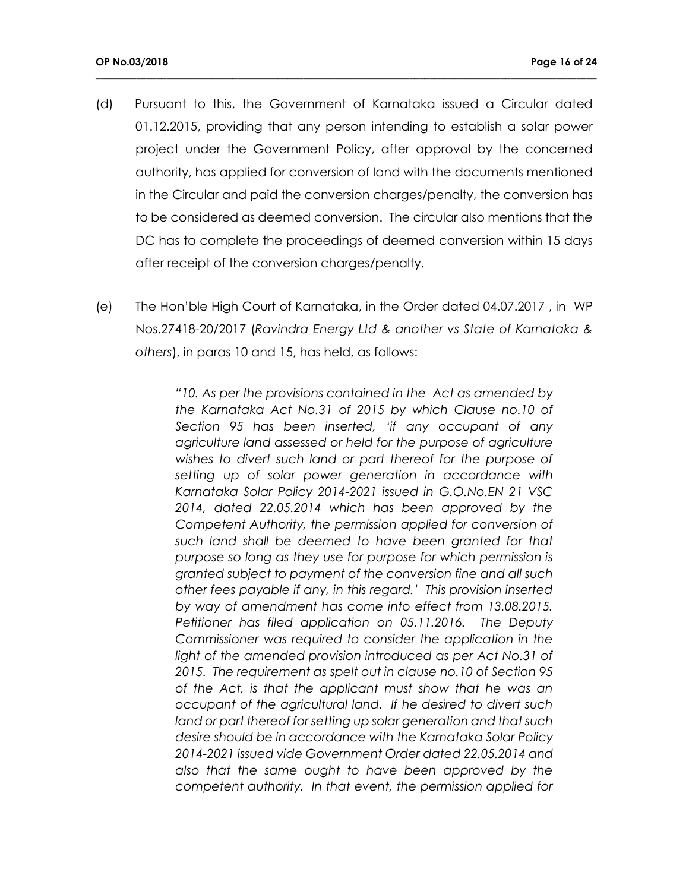(d) Pursuant to this, the Government of Karnataka issued a Circular dated 01.12.2015, providing that any person intending to establish a solar power project under the Government Policy, after approval by the concerned authority, has applied for conversion of land with the documents mentioned in the Circular and paid the conversion charges/penalty, the conversion has to be considered as deemed conversion. The circular also mentions that the DC has to complete the proceedings of deemed conversion within 15 days after receipt of the conversion charges/penalty.

(e) The Hon'ble High Court of Karnataka, in the Order dated 04.07.2017 , in WP Nos.27418-20/2017 (*Ravindra Energy Ltd & another vs State of Karnataka & others*), in paras 10 and 15, has held, as follows:

> *"10. As per the provisions contained in the Act as amended by the Karnataka Act No.31 of 2015 by which Clause no.10 of Section 95 has been inserted, 'if any occupant of any agriculture land assessed or held for the purpose of agriculture wishes to divert such land or part thereof for the purpose of setting up of solar power generation in accordance with Karnataka Solar Policy 2014-2021 issued in G.O.No.EN 21 VSC 2014, dated 22.05.2014 which has been approved by the Competent Authority, the permission applied for conversion of such land shall be deemed to have been granted for that purpose so long as they use for purpose for which permission is granted subject to payment of the conversion fine and all such other fees payable if any, in this regard.' This provision inserted by way of amendment has come into effect from 13.08.2015. Petitioner has filed application on 05.11.2016. The Deputy Commissioner was required to consider the application in the light of the amended provision introduced as per Act No.31 of 2015. The requirement as spelt out in clause no.10 of Section 95 of the Act, is that the applicant must show that he was an occupant of the agricultural land. If he desired to divert such land or part thereof for setting up solar generation and that such desire should be in accordance with the Karnataka Solar Policy 2014-2021 issued vide Government Order dated 22.05.2014 and also that the same ought to have been approved by the competent authority. In that event, the permission applied for*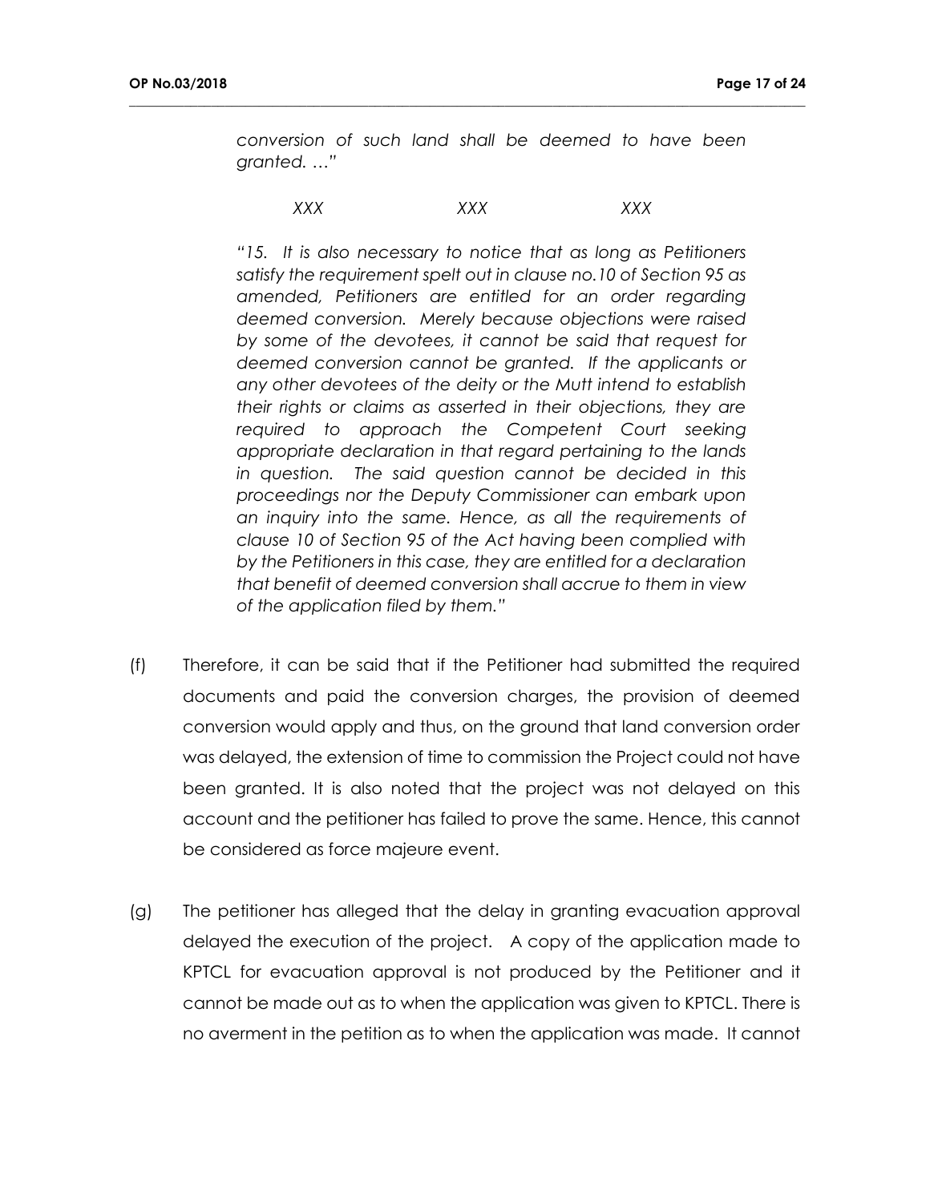*conversion of such land shall be deemed to have been granted. …"*

*XXX XXX XXX*

*"15. It is also necessary to notice that as long as Petitioners satisfy the requirement spelt out in clause no.10 of Section 95 as amended, Petitioners are entitled for an order regarding deemed conversion. Merely because objections were raised by some of the devotees, it cannot be said that request for deemed conversion cannot be granted. If the applicants or any other devotees of the deity or the Mutt intend to establish their rights or claims as asserted in their objections, they are required to approach the Competent Court seeking appropriate declaration in that regard pertaining to the lands in question. The said question cannot be decided in this proceedings nor the Deputy Commissioner can embark upon an inquiry into the same. Hence, as all the requirements of clause 10 of Section 95 of the Act having been complied with by the Petitioners in this case, they are entitled for a declaration that benefit of deemed conversion shall accrue to them in view of the application filed by them."*

(f) Therefore, it can be said that if the Petitioner had submitted the required documents and paid the conversion charges, the provision of deemed conversion would apply and thus, on the ground that land conversion order was delayed, the extension of time to commission the Project could not have been granted. It is also noted that the project was not delayed on this account and the petitioner has failed to prove the same. Hence, this cannot be considered as force majeure event.

(g) The petitioner has alleged that the delay in granting evacuation approval delayed the execution of the project. A copy of the application made to KPTCL for evacuation approval is not produced by the Petitioner and it cannot be made out as to when the application was given to KPTCL. There is no averment in the petition as to when the application was made. It cannot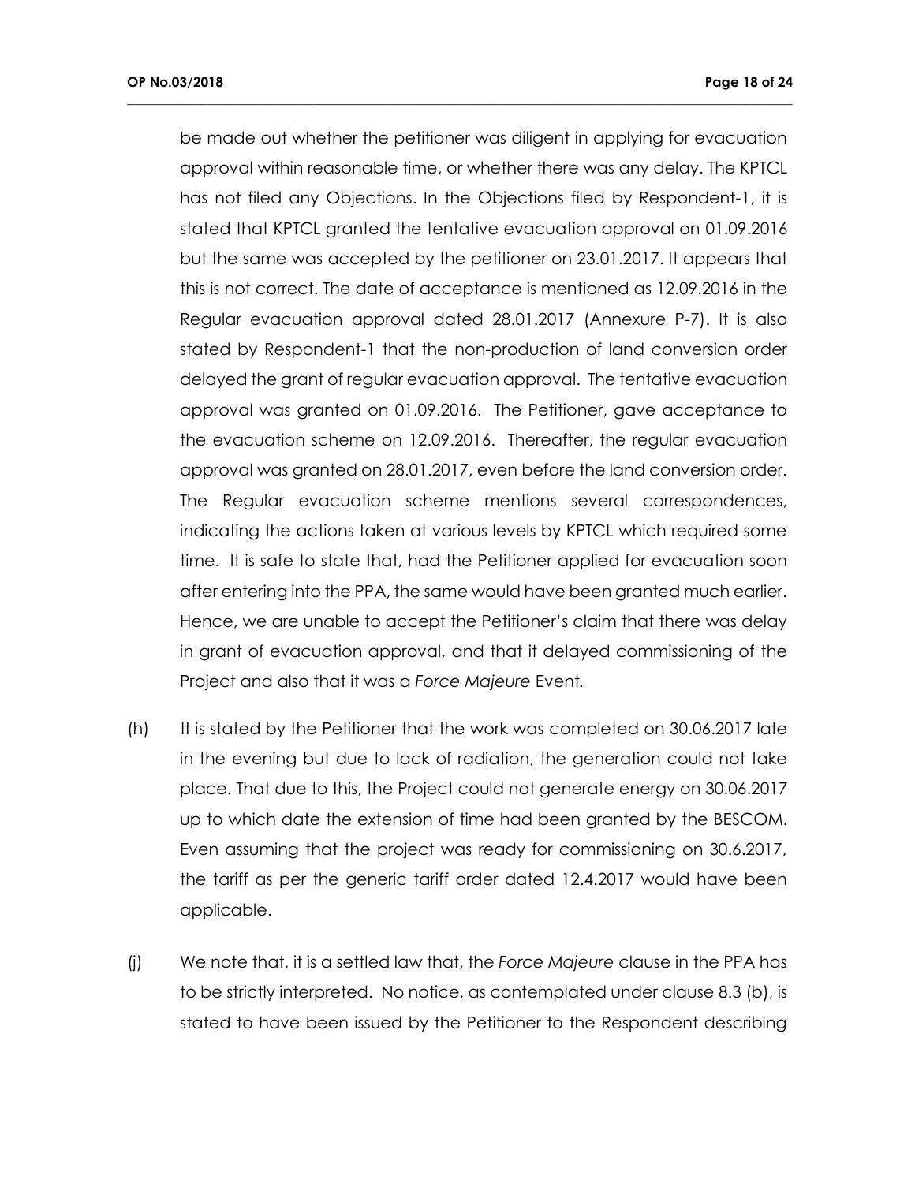be made out whether the petitioner was diligent in applying for evacuation approval within reasonable time, or whether there was any delay. The KPTCL has not filed any Objections. In the Objections filed by Respondent-1, it is stated that KPTCL granted the tentative evacuation approval on 01.09.2016 but the same was accepted by the petitioner on 23.01.2017. It appears that this is not correct. The date of acceptance is mentioned as 12.09.2016 in the Regular evacuation approval dated 28.01.2017 (Annexure P-7). It is also stated by Respondent-1 that the non-production of land conversion order delayed the grant of regular evacuation approval. The tentative evacuation approval was granted on 01.09.2016. The Petitioner, gave acceptance to the evacuation scheme on 12.09.2016. Thereafter, the regular evacuation approval was granted on 28.01.2017, even before the land conversion order. The Regular evacuation scheme mentions several correspondences, indicating the actions taken at various levels by KPTCL which required some time. It is safe to state that, had the Petitioner applied for evacuation soon after entering into the PPA, the same would have been granted much earlier. Hence, we are unable to accept the Petitioner's claim that there was delay in grant of evacuation approval, and that it delayed commissioning of the Project and also that it was a *Force Majeure* Event.

(h) It is stated by the Petitioner that the work was completed on 30.06.2017 late in the evening but due to lack of radiation, the generation could not take place. That due to this, the Project could not generate energy on 30.06.2017 up to which date the extension of time had been granted by the BESCOM. Even assuming that the project was ready for commissioning on 30.6.2017, the tariff as per the generic tariff order dated 12.4.2017 would have been applicable.

(j) We note that, it is a settled law that, the *Force Majeure* clause in the PPA has to be strictly interpreted. No notice, as contemplated under clause 8.3 (b), is stated to have been issued by the Petitioner to the Respondent describing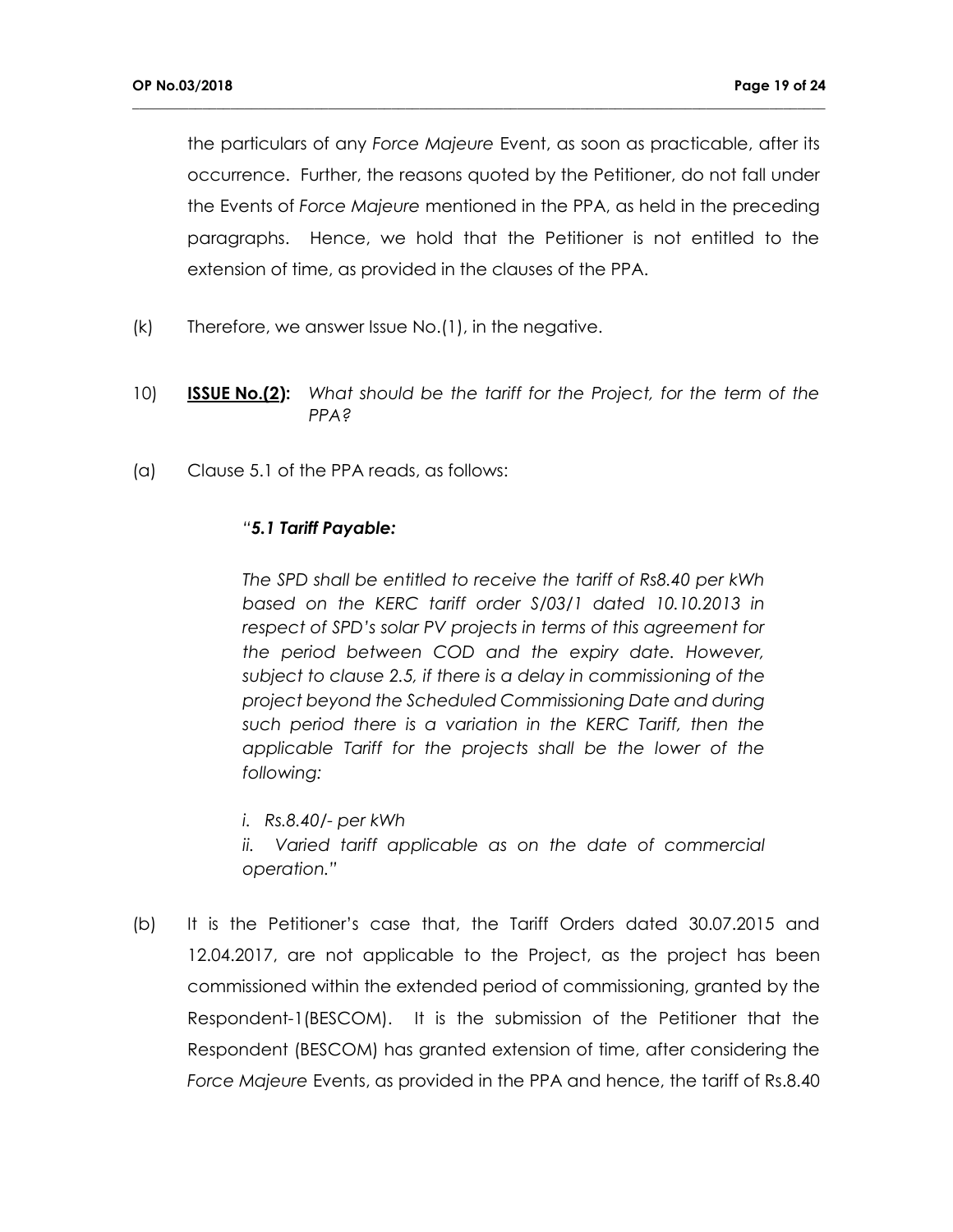the particulars of any *Force Majeure* Event, as soon as practicable, after its occurrence. Further, the reasons quoted by the Petitioner, do not fall under the Events of *Force Majeure* mentioned in the PPA, as held in the preceding paragraphs. Hence, we hold that the Petitioner is not entitled to the extension of time, as provided in the clauses of the PPA.

(k) Therefore, we answer Issue No.(1), in the negative.

10) **ISSUE No.(2):** *What should be the tariff for the Project, for the term of the PPA?*

(a) Clause 5.1 of the PPA reads, as follows:

> "***5.1 Tariff Payable:***
>
> *The SPD shall be entitled to receive the tariff of Rs8.40 per kWh based on the KERC tariff order S/03/1 dated 10.10.2013 in respect of SPD's solar PV projects in terms of this agreement for the period between COD and the expiry date. However, subject to clause 2.5, if there is a delay in commissioning of the project beyond the Scheduled Commissioning Date and during such period there is a variation in the KERC Tariff, then the applicable Tariff for the projects shall be the lower of the following:*
>
> *i. Rs.8.40/- per kWh*
>
> *ii. Varied tariff applicable as on the date of commercial operation.*"

(b) It is the Petitioner's case that, the Tariff Orders dated 30.07.2015 and 12.04.2017, are not applicable to the Project, as the project has been commissioned within the extended period of commissioning, granted by the Respondent-1(BESCOM). It is the submission of the Petitioner that the Respondent (BESCOM) has granted extension of time, after considering the *Force Majeure* Events, as provided in the PPA and hence, the tariff of Rs.8.40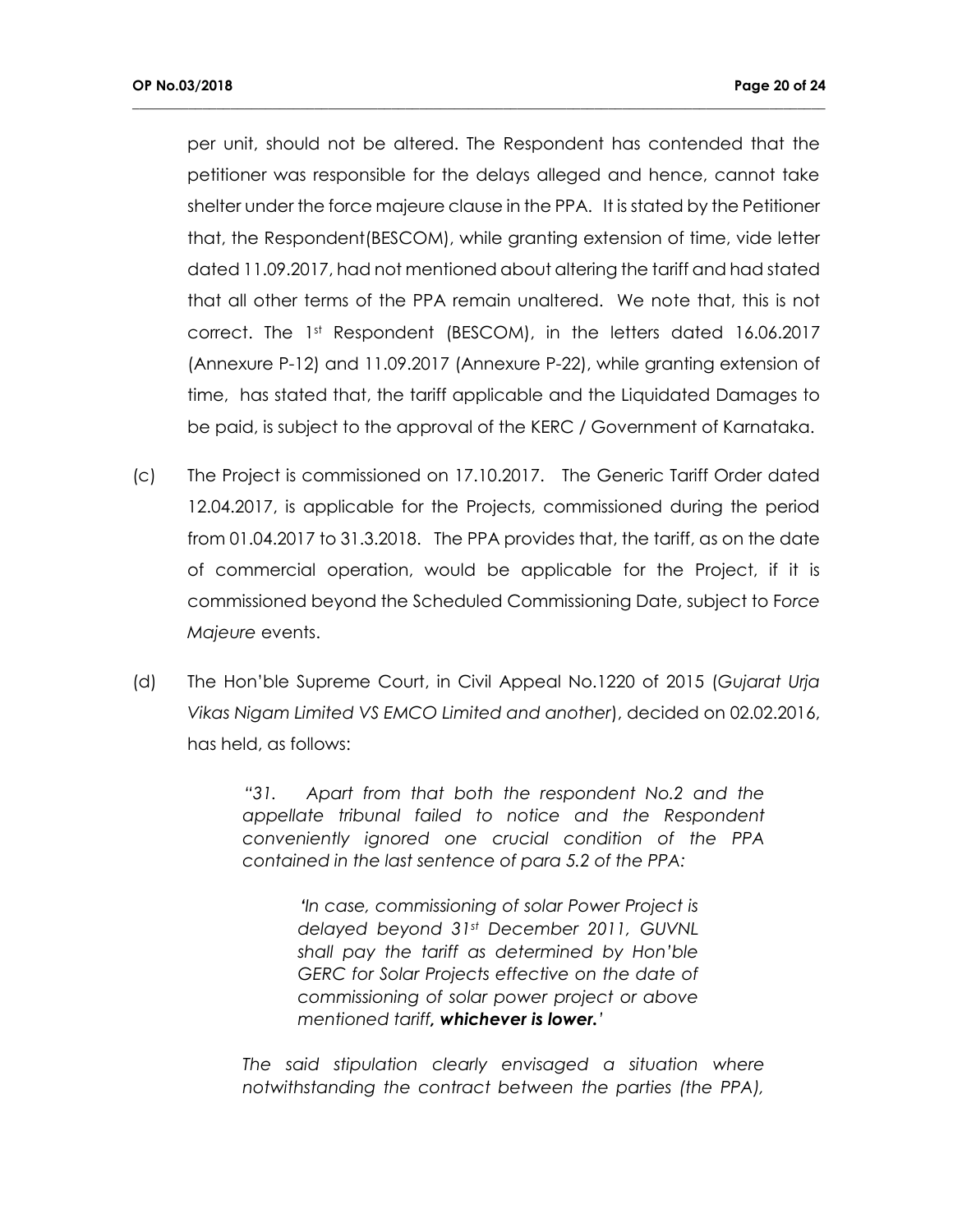per unit, should not be altered. The Respondent has contended that the petitioner was responsible for the delays alleged and hence, cannot take shelter under the force majeure clause in the PPA. It is stated by the Petitioner that, the Respondent(BESCOM), while granting extension of time, vide letter dated 11.09.2017, had not mentioned about altering the tariff and had stated that all other terms of the PPA remain unaltered. We note that, this is not correct. The 1st Respondent (BESCOM), in the letters dated 16.06.2017 (Annexure P-12) and 11.09.2017 (Annexure P-22), while granting extension of time, has stated that, the tariff applicable and the Liquidated Damages to be paid, is subject to the approval of the KERC / Government of Karnataka.

(c) The Project is commissioned on 17.10.2017. The Generic Tariff Order dated 12.04.2017, is applicable for the Projects, commissioned during the period from 01.04.2017 to 31.3.2018. The PPA provides that, the tariff, as on the date of commercial operation, would be applicable for the Project, if it is commissioned beyond the Scheduled Commissioning Date, subject to *Force Majeure* events.

(d) The Hon'ble Supreme Court, in Civil Appeal No.1220 of 2015 (*Gujarat Urja Vikas Nigam Limited VS EMCO Limited and another*), decided on 02.02.2016, has held, as follows:

> *"31. Apart from that both the respondent No.2 and the appellate tribunal failed to notice and the Respondent conveniently ignored one crucial condition of the PPA contained in the last sentence of para 5.2 of the PPA:*
>
> > *'In case, commissioning of solar Power Project is delayed beyond 31st December 2011, GUVNL shall pay the tariff as determined by Hon'ble GERC for Solar Projects effective on the date of commissioning of solar power project or above mentioned tariff**, whichever is lower.**'*
>
> *The said stipulation clearly envisaged a situation where notwithstanding the contract between the parties (the PPA),*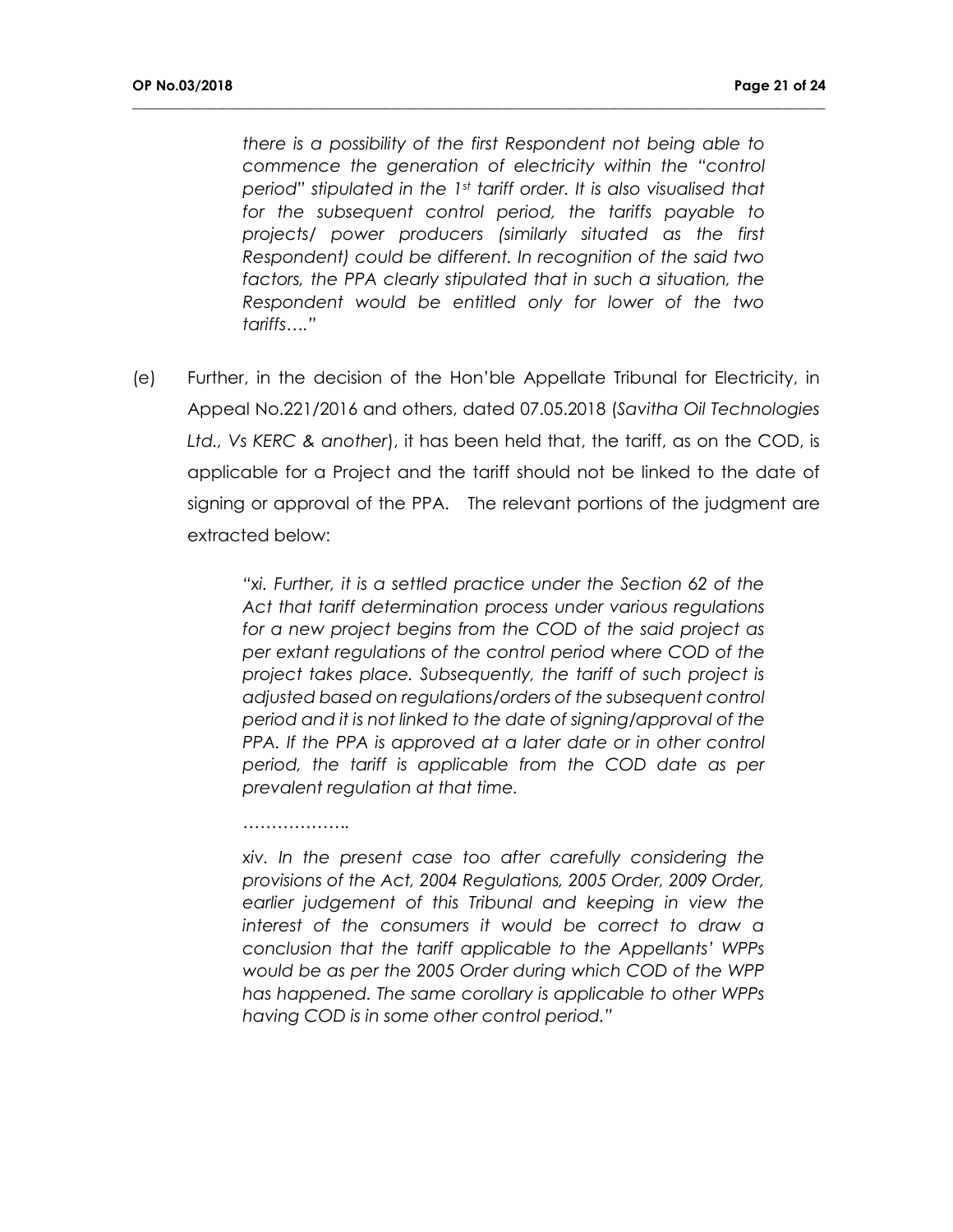*there is a possibility of the first Respondent not being able to commence the generation of electricity within the "control period" stipulated in the 1st tariff order. It is also visualised that for the subsequent control period, the tariffs payable to projects/ power producers (similarly situated as the first Respondent) could be different. In recognition of the said two factors, the PPA clearly stipulated that in such a situation, the Respondent would be entitled only for lower of the two tariffs…."*

(e) Further, in the decision of the Hon'ble Appellate Tribunal for Electricity, in Appeal No.221/2016 and others, dated 07.05.2018 (*Savitha Oil Technologies Ltd., Vs KERC & another*), it has been held that, the tariff, as on the COD, is applicable for a Project and the tariff should not be linked to the date of signing or approval of the PPA. The relevant portions of the judgment are extracted below:

> "xi. *Further, it is a settled practice under the Section 62 of the Act that tariff determination process under various regulations for a new project begins from the COD of the said project as per extant regulations of the control period where COD of the project takes place. Subsequently, the tariff of such project is adjusted based on regulations/orders of the subsequent control period and it is not linked to the date of signing/approval of the PPA. If the PPA is approved at a later date or in other control period, the tariff is applicable from the COD date as per prevalent regulation at that time.*
>
> ………………..
>
> *xiv. In the present case too after carefully considering the provisions of the Act, 2004 Regulations, 2005 Order, 2009 Order, earlier judgement of this Tribunal and keeping in view the interest of the consumers it would be correct to draw a conclusion that the tariff applicable to the Appellants' WPPs would be as per the 2005 Order during which COD of the WPP has happened. The same corollary is applicable to other WPPs having COD is in some other control period."*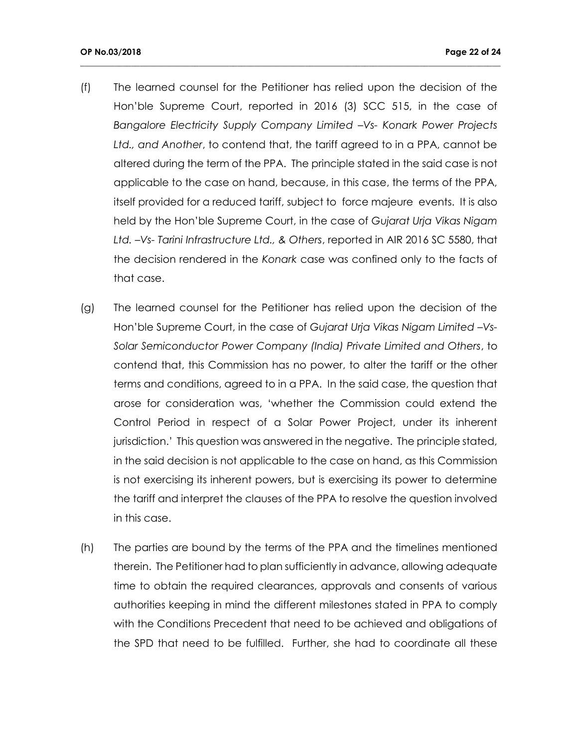(f) The learned counsel for the Petitioner has relied upon the decision of the Hon'ble Supreme Court, reported in 2016 (3) SCC 515, in the case of *Bangalore Electricity Supply Company Limited –Vs- Konark Power Projects Ltd., and Another*, to contend that, the tariff agreed to in a PPA, cannot be altered during the term of the PPA. The principle stated in the said case is not applicable to the case on hand, because, in this case, the terms of the PPA, itself provided for a reduced tariff, subject to force majeure events. It is also held by the Hon'ble Supreme Court, in the case of *Gujarat Urja Vikas Nigam Ltd. –Vs- Tarini Infrastructure Ltd., & Others*, reported in AIR 2016 SC 5580, that the decision rendered in the *Konark* case was confined only to the facts of that case.

(g) The learned counsel for the Petitioner has relied upon the decision of the Hon'ble Supreme Court, in the case of *Gujarat Urja Vikas Nigam Limited –Vs- Solar Semiconductor Power Company (India) Private Limited and Others*, to contend that, this Commission has no power, to alter the tariff or the other terms and conditions, agreed to in a PPA. In the said case, the question that arose for consideration was, 'whether the Commission could extend the Control Period in respect of a Solar Power Project, under its inherent jurisdiction.' This question was answered in the negative. The principle stated, in the said decision is not applicable to the case on hand, as this Commission is not exercising its inherent powers, but is exercising its power to determine the tariff and interpret the clauses of the PPA to resolve the question involved in this case.

(h) The parties are bound by the terms of the PPA and the timelines mentioned therein. The Petitioner had to plan sufficiently in advance, allowing adequate time to obtain the required clearances, approvals and consents of various authorities keeping in mind the different milestones stated in PPA to comply with the Conditions Precedent that need to be achieved and obligations of the SPD that need to be fulfilled. Further, she had to coordinate all these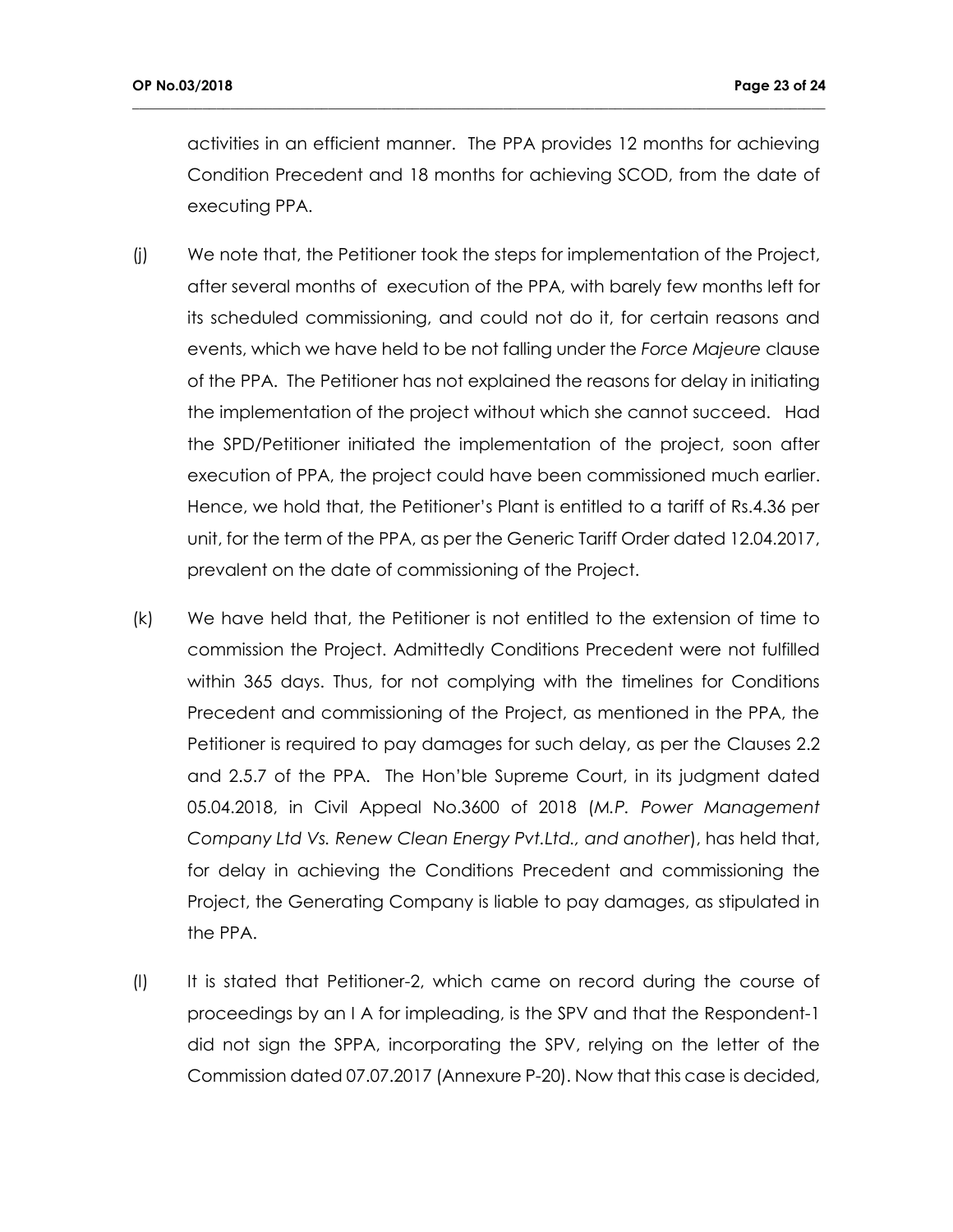activities in an efficient manner. The PPA provides 12 months for achieving Condition Precedent and 18 months for achieving SCOD, from the date of executing PPA.

(j) We note that, the Petitioner took the steps for implementation of the Project, after several months of execution of the PPA, with barely few months left for its scheduled commissioning, and could not do it, for certain reasons and events, which we have held to be not falling under the *Force Majeure* clause of the PPA. The Petitioner has not explained the reasons for delay in initiating the implementation of the project without which she cannot succeed. Had the SPD/Petitioner initiated the implementation of the project, soon after execution of PPA, the project could have been commissioned much earlier. Hence, we hold that, the Petitioner's Plant is entitled to a tariff of Rs.4.36 per unit, for the term of the PPA, as per the Generic Tariff Order dated 12.04.2017, prevalent on the date of commissioning of the Project.

(k) We have held that, the Petitioner is not entitled to the extension of time to commission the Project. Admittedly Conditions Precedent were not fulfilled within 365 days. Thus, for not complying with the timelines for Conditions Precedent and commissioning of the Project, as mentioned in the PPA, the Petitioner is required to pay damages for such delay, as per the Clauses 2.2 and 2.5.7 of the PPA. The Hon'ble Supreme Court, in its judgment dated 05.04.2018, in Civil Appeal No.3600 of 2018 (*M.P. Power Management Company Ltd Vs. Renew Clean Energy Pvt.Ltd., and another*), has held that, for delay in achieving the Conditions Precedent and commissioning the Project, the Generating Company is liable to pay damages, as stipulated in the PPA.

(l) It is stated that Petitioner-2, which came on record during the course of proceedings by an I A for impleading, is the SPV and that the Respondent-1 did not sign the SPPA, incorporating the SPV, relying on the letter of the Commission dated 07.07.2017 (Annexure P-20). Now that this case is decided,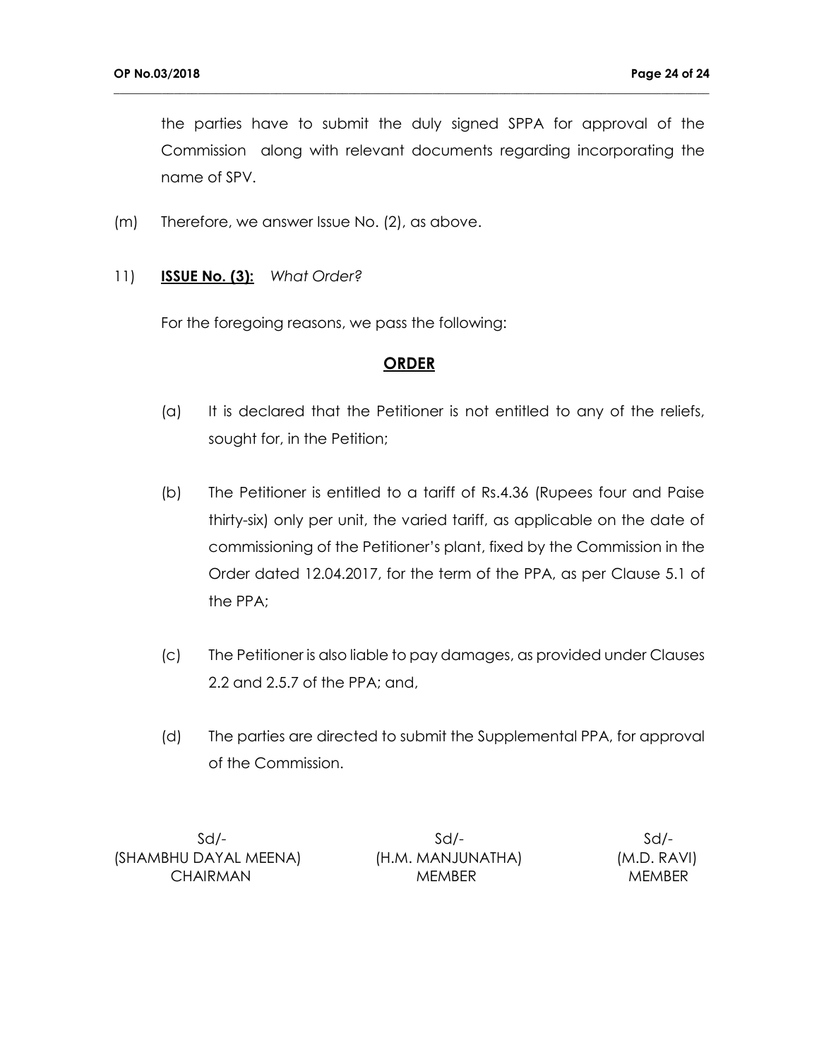the parties have to submit the duly signed SPPA for approval of the Commission along with relevant documents regarding incorporating the name of SPV.

(m) Therefore, we answer Issue No. (2), as above.

11) **ISSUE No. (3):** *What Order?*

For the foregoing reasons, we pass the following:

## ORDER

(a) It is declared that the Petitioner is not entitled to any of the reliefs, sought for, in the Petition;

(b) The Petitioner is entitled to a tariff of Rs.4.36 (Rupees four and Paise thirty-six) only per unit, the varied tariff, as applicable on the date of commissioning of the Petitioner's plant, fixed by the Commission in the Order dated 12.04.2017, for the term of the PPA, as per Clause 5.1 of the PPA;

(c) The Petitioner is also liable to pay damages, as provided under Clauses 2.2 and 2.5.7 of the PPA; and,

(d) The parties are directed to submit the Supplemental PPA, for approval of the Commission.

| | | |
|---|---|---|
| Sd/- | Sd/- | Sd/- |
| (SHAMBHU DAYAL MEENA) | (H.M. MANJUNATHA) | (M.D. RAVI) |
| CHAIRMAN | MEMBER | MEMBER |